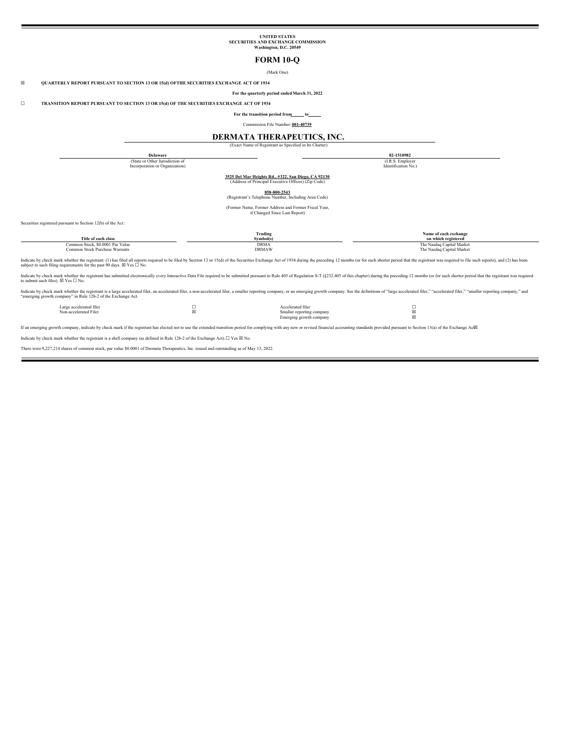**UNITED STATES**
**SECURITIES AND EXCHANGE COMMISSION**
**Washington, D.C. 20549**

# FORM 10-Q

(Mark One)

☒ **QUARTERLY REPORT PURSUANT TO SECTION 13 OR 15(d) OFTHE SECURITIES EXCHANGE ACT OF 1934**

**For the quarterly period ended March 31, 2022**

☐ **TRANSITION REPORT PURSUANT TO SECTION 13 OR 15(d) OF THE SECURITIES EXCHANGE ACT OF 1934**

**For the transition period from\_\_\_\_\_ to\_\_\_\_\_**

Commission File Number: **001-40739**

# DERMATA THERAPEUTICS, INC.

(Exact Name of Registrant as Specified in Its Charter)

| **Delaware** | **82-1510982** |
|---|---|
| (State or Other Jurisdiction of Incorporation or Organization) | (I.R.S. Employer Identification No.) |

**3525 Del Mar Heights Rd., #322, San Diego, CA 92130**
(Address of Principal Executive Offices) (Zip Code)

**858-800-2543**
(Registrant's Telephone Number, Including Area Code)

(Former Name, Former Address and Former Fiscal Year, if Changed Since Last Report)

Securities registered pursuant to Section 12(b) of the Act:

| Title of each class | Trading Symbol(s) | Name of each exchange on which registered |
|---|---|---|
| Common Stock, $0.0001 Par Value | DRMA | The Nasdaq Capital Market |
| Common Stock Purchase Warrants | DRMAW | The Nasdaq Capital Market |

Indicate by check mark whether the registrant: (1) has filed all reports required to be filed by Section 13 or 15(d) of the Securities Exchange Act of 1934 during the preceding 12 months (or for such shorter period that the registrant was required to file such reports), and (2) has been subject to such filing requirements for the past 90 days. ☒ Yes ☐ No.

Indicate by check mark whether the registrant has submitted electronically every Interactive Data File required to be submitted pursuant to Rule 405 of Regulation S-T (§232.405 of this chapter) during the preceding 12 months (or for such shorter period that the registrant was required to submit such files). ☒ Yes ☐ No.

Indicate by check mark whether the registrant is a large accelerated filer, an accelerated filer, a non-accelerated filer, a smaller reporting company, or an emerging growth company. See the definitions of "large accelerated filer," "accelerated filer," "smaller reporting company," and "emerging growth company" in Rule 12b-2 of the Exchange Act.

| | | | |
|---|---|---|---|
| Large accelerated filer | ☐ | Accelerated filer | ☐ |
| Non-accelerated Filer | ☒ | Smaller reporting company | ☒ |
| | | Emerging growth company | ☒ |

If an emerging growth company, indicate by check mark if the registrant has elected not to use the extended transition period for complying with any new or revised financial accounting standards provided pursuant to Section 13(a) of the Exchange Act☒

Indicate by check mark whether the registrant is a shell company (as defined in Rule 12b-2 of the Exchange Act). ☐ Yes ☒ No.

There were 9,227,214 shares of common stock, par value $0.0001 of Dermata Therapeutics, Inc. issued and outstanding as of May 13, 2022.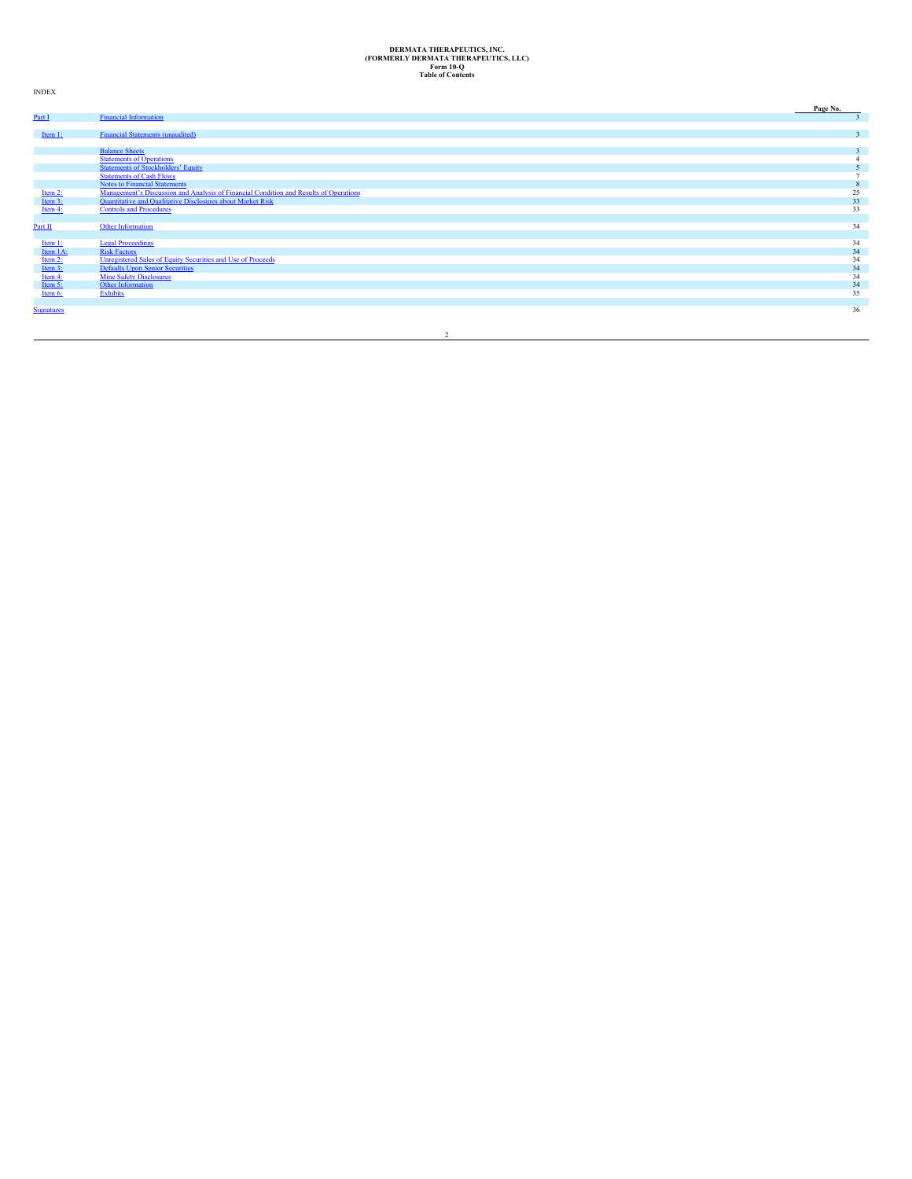**DERMATA THERAPEUTICS, INC.**
**(FORMERLY DERMATA THERAPEUTICS, LLC)**
**Form 10-Q**
**Table of Contents**

INDEX

| | | Page No. |
|---|---|---|
| Part I | Financial Information | 3 |
| | | |
| Item 1: | Financial Statements (unaudited) | 3 |
| | | |
| | Balance Sheets | 3 |
| | Statements of Operations | 4 |
| | Statements of Stockholders' Equity | 5 |
| | Statements of Cash Flows | 7 |
| | Notes to Financial Statements | 8 |
| Item 2: | Management's Discussion and Analysis of Financial Condition and Results of Operations | 25 |
| Item 3: | Quantitative and Qualitative Disclosures about Market Risk | 33 |
| Item 4: | Controls and Procedures | 33 |
| | | |
| Part II | Other Information | 34 |
| | | |
| Item 1: | Legal Proceedings | 34 |
| Item 1A: | Risk Factors | 34 |
| Item 2: | Unregistered Sales of Equity Securities and Use of Proceeds | 34 |
| Item 3: | Defaults Upon Senior Securities | 34 |
| Item 4: | Mine Safety Disclosures | 34 |
| Item 5: | Other Information | 34 |
| Item 6: | Exhibits | 35 |
| | | |
| Signatures | | 36 |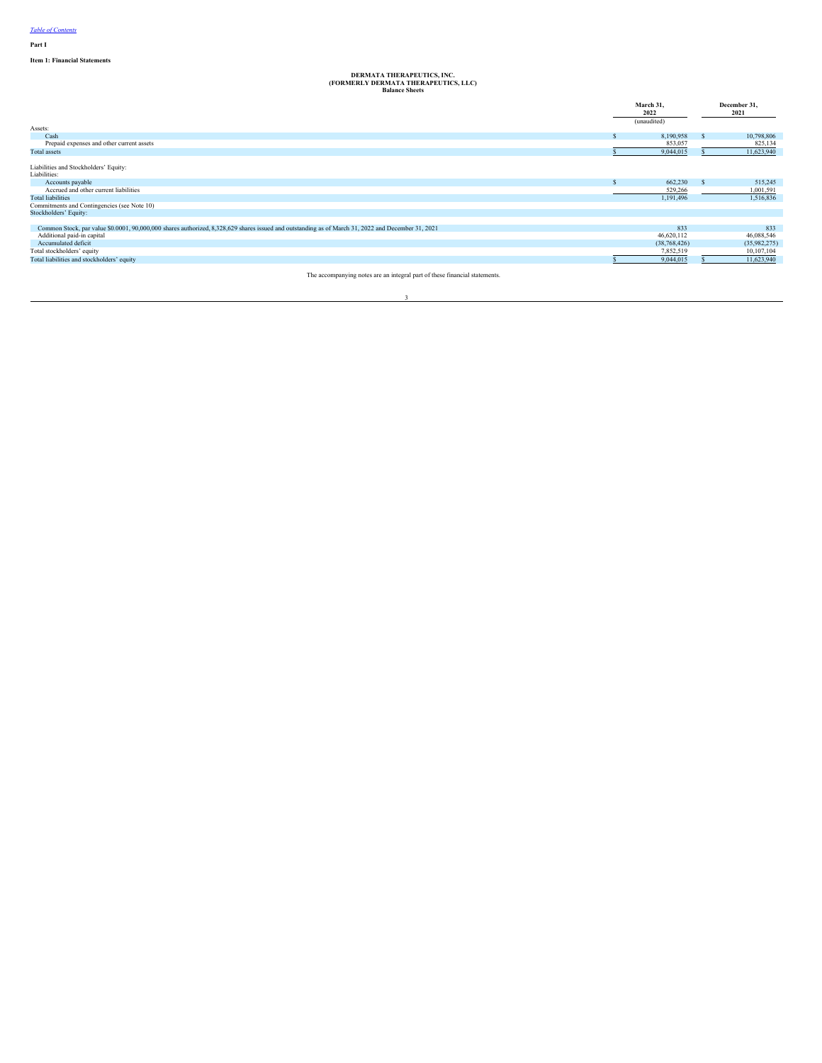[Table of Contents](#)

**Part I**

**Item 1: Financial Statements**

**DERMATA THERAPEUTICS, INC.**
**(FORMERLY DERMATA THERAPEUTICS, LLC)**
**Balance Sheets**

| | March 31, 2022 | December 31, 2021 |
|---|---|---|
| | (unaudited) | |
| Assets: | | |
| Cash | $ 8,190,958 | $ 10,798,806 |
| Prepaid expenses and other current assets | 853,057 | 825,134 |
| Total assets | $ 9,044,015 | $ 11,623,940 |
| | | |
| Liabilities and Stockholders' Equity: | | |
| Liabilities: | | |
| Accounts payable | $ 662,230 | $ 515,245 |
| Accrued and other current liabilities | 529,266 | 1,001,591 |
| Total liabilities | 1,191,496 | 1,516,836 |
| Commitments and Contingencies (see Note 10) | | |
| Stockholders' Equity: | | |
| | | |
| Common Stock, par value $0.0001, 90,000,000 shares authorized, 8,328,629 shares issued and outstanding as of March 31, 2022 and December 31, 2021 | 833 | 833 |
| Additional paid-in capital | 46,620,112 | 46,088,546 |
| Accumulated deficit | (38,768,426) | (35,982,275) |
| Total stockholders' equity | 7,852,519 | 10,107,104 |
| Total liabilities and stockholders' equity | $ 9,044,015 | $ 11,623,940 |

The accompanying notes are an integral part of these financial statements.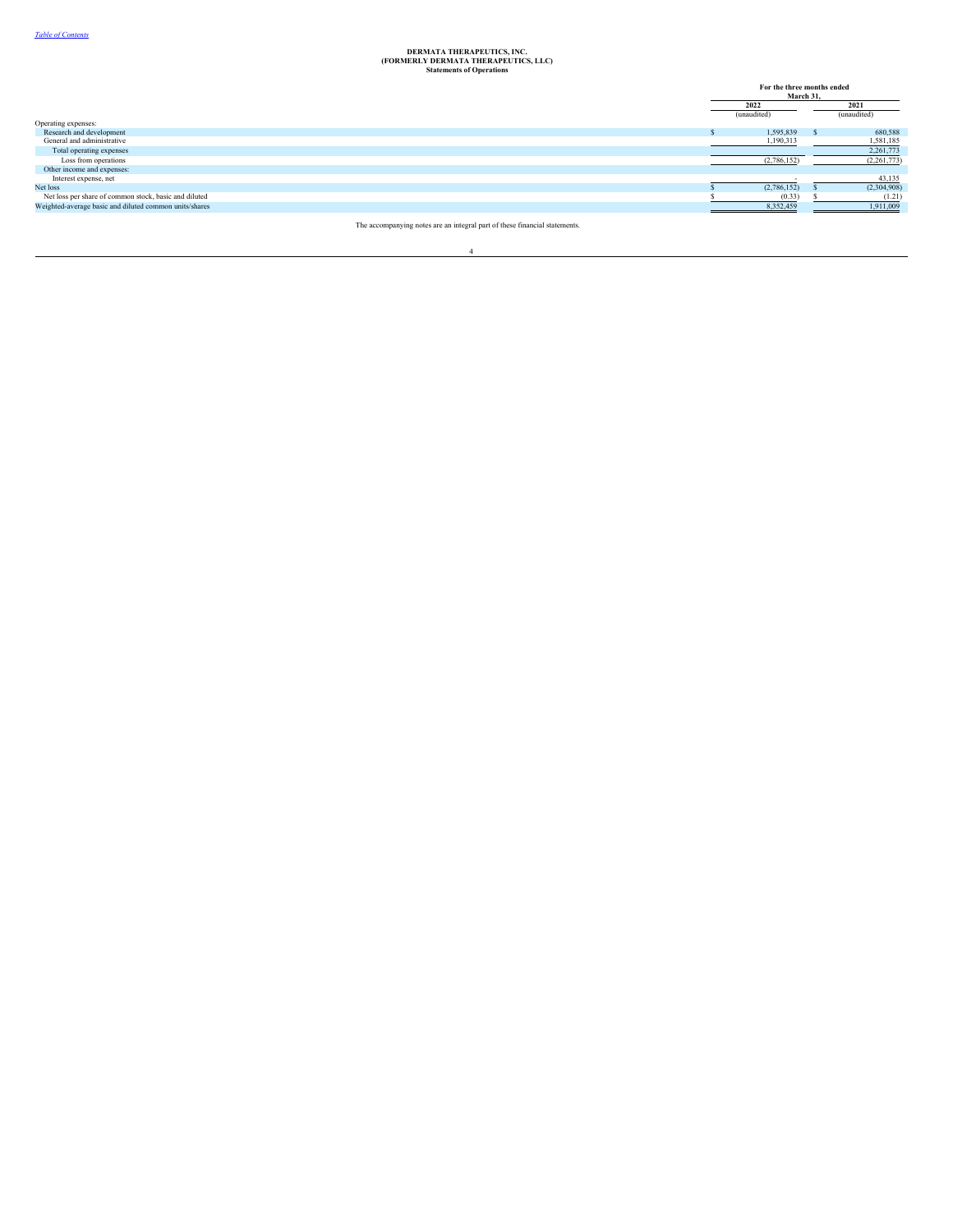**DERMATA THERAPEUTICS, INC.**
**(FORMERLY DERMATA THERAPEUTICS, LLC)**
**Statements of Operations**

| | For the three months ended March 31, | |
|---|---|---|
| | 2022 | 2021 |
| | (unaudited) | (unaudited) |
| Operating expenses: | | |
| Research and development | $ 1,595,839 | $ 680,588 |
| General and administrative | 1,190,313 | 1,581,185 |
| Total operating expenses | | 2,261,773 |
| Loss from operations | (2,786,152) | (2,261,773) |
| Other income and expenses: | | |
| Interest expense, net | - | 43,135 |
| Net loss | $ (2,786,152) | $ (2,304,908) |
| Net loss per share of common stock, basic and diluted | $ (0.33) | $ (1.21) |
| Weighted-average basic and diluted common units/shares | 8,352,459 | 1,911,009 |

The accompanying notes are an integral part of these financial statements.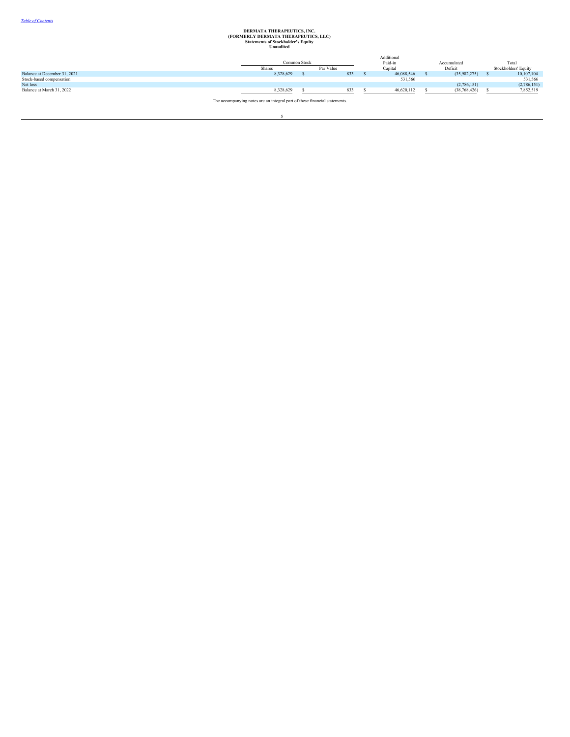**DERMATA THERAPEUTICS, INC.**
**(FORMERLY DERMATA THERAPEUTICS, LLC)**
**Statements of Stockholder's Equity**
**Unaudited**

| | Common Stock | | Additional Paid-in | Accumulated | Total |
|---|---|---|---|---|---|
| | Shares | Par Value | Capital | Deficit | Stockholders' Equity |
| Balance at December 31, 2021 | 8,328,629 | $ 833 | $ 46,088,546 | $ (35,982,275) | $ 10,107,104 |
| Stock-based compensation | | | 531,566 | | 531,566 |
| Net loss | | | | (2,786,151) | (2,786,151) |
| Balance at March 31, 2022 | 8,328,629 | $ 833 | $ 46,620,112 | $ (38,768,426) | $ 7,852,519 |

The accompanying notes are an integral part of these financial statements.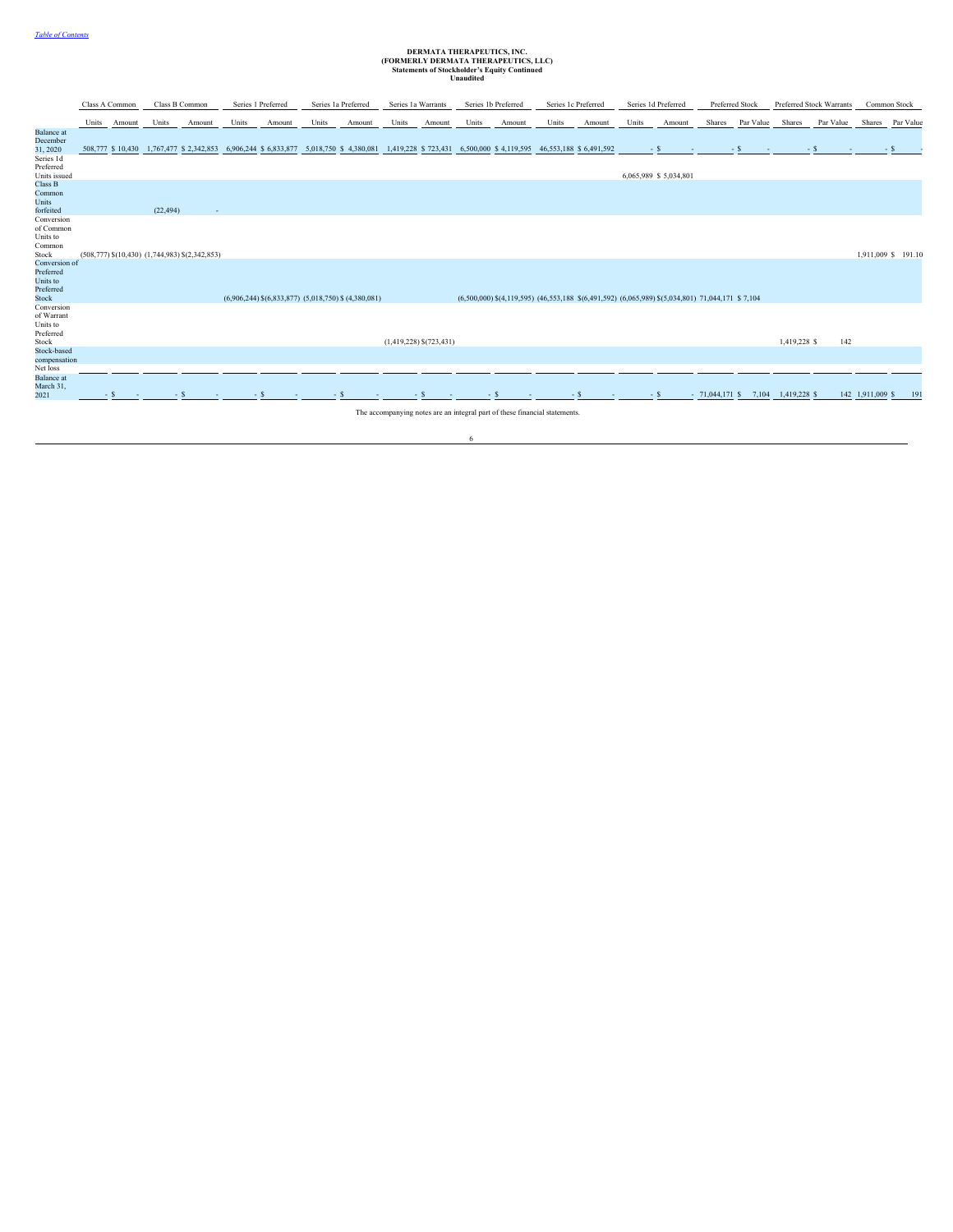**DERMATA THERAPEUTICS, INC.**
**(FORMERLY DERMATA THERAPEUTICS, LLC)**
**Statements of Stockholder's Equity Continued**
**Unaudited**

| | Class A Common | | Class B Common | | Series 1 Preferred | | Series 1a Preferred | | Series 1a Warrants | | Series 1b Preferred | | Series 1c Preferred | | Series 1d Preferred | | Preferred Stock | | Preferred Stock Warrants | | Common Stock | |
|---|---|---|---|---|---|---|---|---|---|---|---|---|---|---|---|---|---|---|---|---|---|---|
| | Units | Amount | Units | Amount | Units | Amount | Units | Amount | Units | Amount | Units | Amount | Units | Amount | Units | Amount | Shares | Par Value | Shares | Par Value | Shares | Par Value |
| Balance at December 31, 2020 | 508,777 | $ 10,430 | 1,767,477 | $ 2,342,853 | 6,906,244 | $ 6,833,877 | 5,018,750 | $ 4,380,081 | 1,419,228 | $ 723,431 | 6,500,000 | $ 4,119,595 | 46,553,188 | $ 6,491,592 | - | $ - | - | $ - | - | $ - | - | $ - |
| Series 1d Preferred Units issued | | | | | | | | | | | | | | | 6,065,989 | $ 5,034,801 | | | | | | |
| Class B Common Units forfeited | | | (22,494) | - | | | | | | | | | | | | | | | | | | |
| Conversion of Common Units to Common Stock | (508,777) | $(10,430) | (1,744,983) | $(2,342,853) | | | | | | | | | | | | | | | | | 1,911,009 | $ 191.10 |
| Conversion of Preferred Units to Preferred Stock | | | | | (6,906,244) | $(6,833,877) | (5,018,750) | $ (4,380,081) | | | (6,500,000) | $(4,119,595) | (46,553,188) | $(6,491,592) | (6,065,989) | $(5,034,801) | 71,044,171 | $ 7,104 | | | | |
| Conversion of Warrant Units to Preferred Stock | | | | | | | | | (1,419,228) | $(723,431) | | | | | | | | | 1,419,228 | $ 142 | | |
| Stock-based compensation | | | | | | | | | | | | | | | | | | | | | | |
| Net loss | | | | | | | | | | | | | | | | | | | | | | |
| Balance at March 31, 2021 | - | $ - | - | $ - | - | $ - | - | $ - | - | $ - | - | $ - | - | $ - | - | $ - | 71,044,171 | $ 7,104 | 1,419,228 | $ 142 | 1,911,009 | $ 191 |

The accompanying notes are an integral part of these financial statements.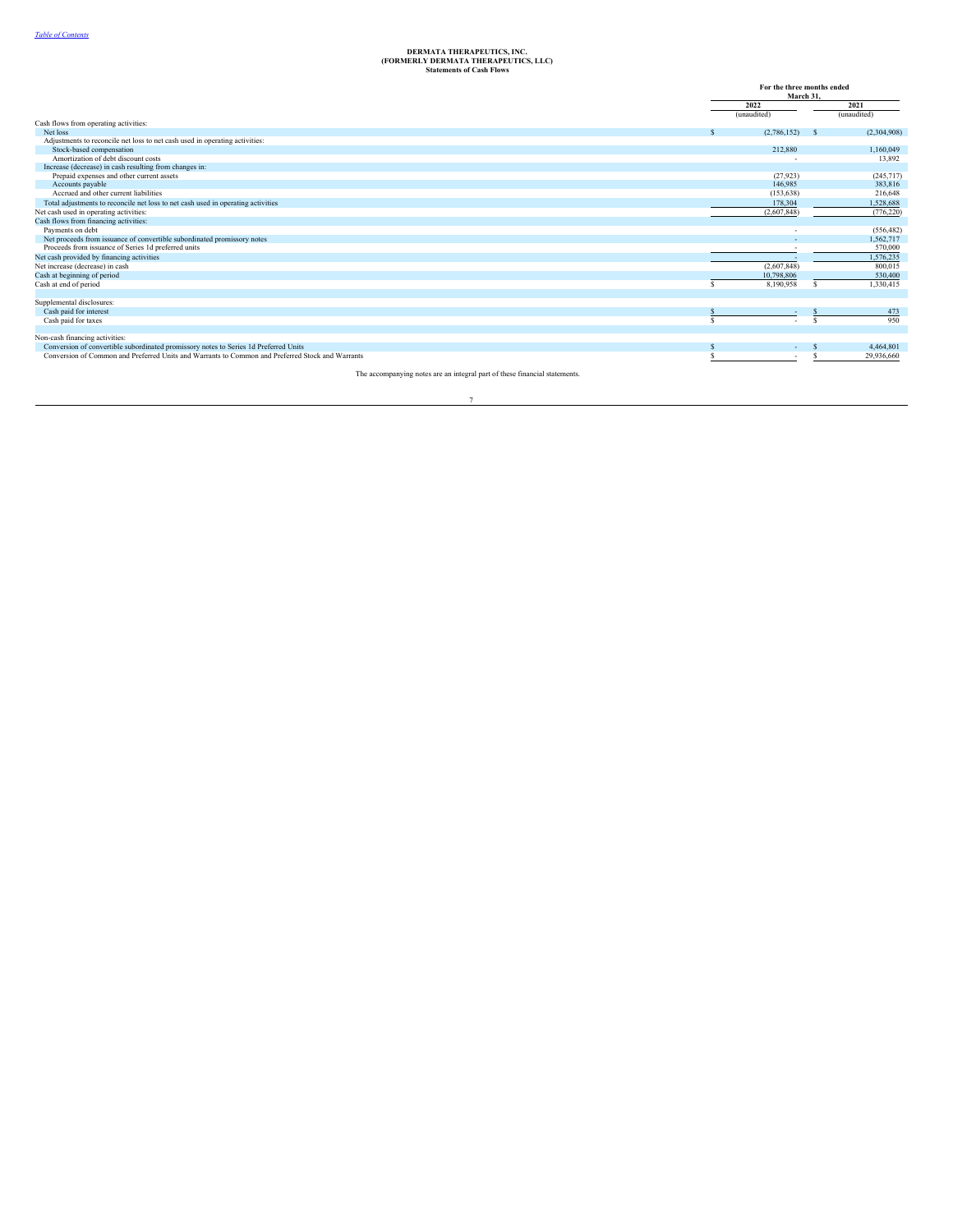[Table of Contents](#)

**DERMATA THERAPEUTICS, INC.**
**(FORMERLY DERMATA THERAPEUTICS, LLC)**
**Statements of Cash Flows**

| | For the three months ended March 31, | |
|---|---|---|
| | 2022 | 2021 |
| | (unaudited) | (unaudited) |
| Cash flows from operating activities: | | |
| Net loss | $ (2,786,152) | $ (2,304,908) |
| Adjustments to reconcile net loss to net cash used in operating activities: | | |
| Stock-based compensation | 212,880 | 1,160,049 |
| Amortization of debt discount costs | - | 13,892 |
| Increase (decrease) in cash resulting from changes in: | | |
| Prepaid expenses and other current assets | (27,923) | (245,717) |
| Accounts payable | 146,985 | 383,816 |
| Accrued and other current liabilities | (153,638) | 216,648 |
| Total adjustments to reconcile net loss to net cash used in operating activities | 178,304 | 1,528,688 |
| Net cash used in operating activities: | (2,607,848) | (776,220) |
| Cash flows from financing activities: | | |
| Payments on debt | - | (556,482) |
| Net proceeds from issuance of convertible subordinated promissory notes | - | 1,562,717 |
| Proceeds from issuance of Series 1d preferred units | - | 570,000 |
| Net cash provided by financing activities | - | 1,576,235 |
| Net increase (decrease) in cash | (2,607,848) | 800,015 |
| Cash at beginning of period | 10,798,806 | 530,400 |
| Cash at end of period | $ 8,190,958 | $ 1,330,415 |
| | | |
| Supplemental disclosures: | | |
| Cash paid for interest | $ - | $ 473 |
| Cash paid for taxes | $ - | $ 950 |
| | | |
| Non-cash financing activities: | | |
| Conversion of convertible subordinated promissory notes to Series 1d Preferred Units | $ - | $ 4,464,801 |
| Conversion of Common and Preferred Units and Warrants to Common and Preferred Stock and Warrants | $ - | $ 29,936,660 |

The accompanying notes are an integral part of these financial statements.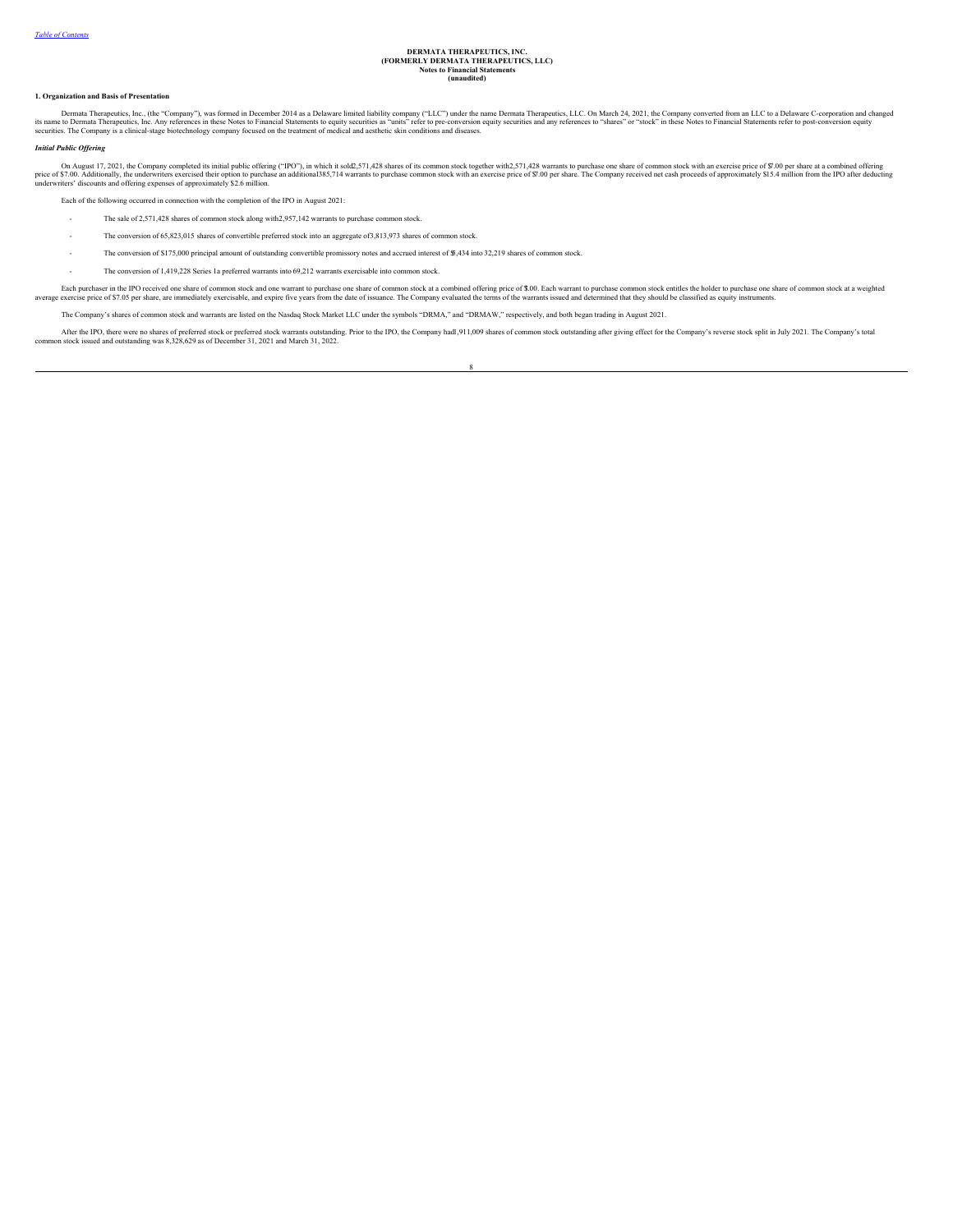[Table of Contents](#)

**DERMATA THERAPEUTICS, INC.**
**(FORMERLY DERMATA THERAPEUTICS, LLC)**
**Notes to Financial Statements**
**(unaudited)**

**1. Organization and Basis of Presentation**

Dermata Therapeutics, Inc., (the "Company"), was formed in December 2014 as a Delaware limited liability company ("LLC") under the name Dermata Therapeutics, LLC. On March 24, 2021, the Company converted from an LLC to a Delaware C-corporation and changed its name to Dermata Therapeutics, Inc. Any references in these Notes to Financial Statements to equity securities as "units" refer to pre-conversion equity securities and any references to "shares" or "stock" in these Notes to Financial Statements refer to post-conversion equity securities. The Company is a clinical-stage biotechnology company focused on the treatment of medical and aesthetic skin conditions and diseases.

***Initial Public Offering***

On August 17, 2021, the Company completed its initial public offering ("IPO"), in which it sold 2,571,428 shares of its common stock together with 2,571,428 warrants to purchase one share of common stock with an exercise price of $7.00 per share at a combined offering price of $7.00. Additionally, the underwriters exercised their option to purchase an additional 385,714 warrants to purchase common stock with an exercise price of $7.00 per share. The Company received net cash proceeds of approximately $15.4 million from the IPO after deducting underwriters' discounts and offering expenses of approximately $2.6 million.

Each of the following occurred in connection with the completion of the IPO in August 2021:

- The sale of 2,571,428 shares of common stock along with 2,957,142 warrants to purchase common stock.
- The conversion of 65,823,015 shares of convertible preferred stock into an aggregate of 3,813,973 shares of common stock.
- The conversion of $175,000 principal amount of outstanding convertible promissory notes and accrued interest of $5,434 into 32,219 shares of common stock.
- The conversion of 1,419,228 Series 1a preferred warrants into 69,212 warrants exercisable into common stock.

Each purchaser in the IPO received one share of common stock and one warrant to purchase one share of common stock at a combined offering price of $7.00. Each warrant to purchase common stock entitles the holder to purchase one share of common stock at a weighted average exercise price of $7.05 per share, are immediately exercisable, and expire five years from the date of issuance. The Company evaluated the terms of the warrants issued and determined that they should be classified as equity instruments.

The Company's shares of common stock and warrants are listed on the Nasdaq Stock Market LLC under the symbols "DRMA," and "DRMAW," respectively, and both began trading in August 2021.

After the IPO, there were no shares of preferred stock or preferred stock warrants outstanding. Prior to the IPO, the Company had 1,911,009 shares of common stock outstanding after giving effect for the Company's reverse stock split in July 2021. The Company's total common stock issued and outstanding was 8,328,629 as of December 31, 2021 and March 31, 2022.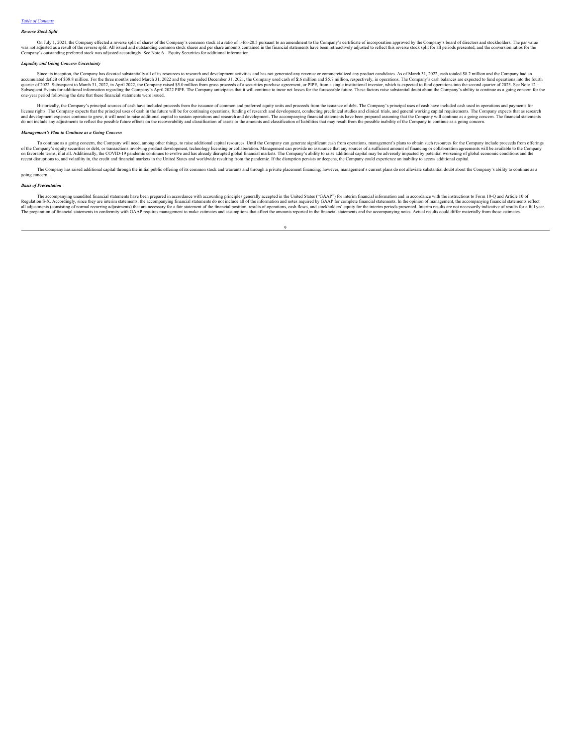*Reverse Stock Split*

On July 1, 2021, the Company effected a reverse split of shares of the Company's common stock at a ratio of 1-for-20.5 pursuant to an amendment to the Company's certificate of incorporation approved by the Company's board of directors and stockholders. The par value was not adjusted as a result of the reverse split. All issued and outstanding common stock shares and per share amounts contained in the financial statements have been retroactively adjusted to reflect this reverse stock split for all periods presented, and the conversion ratios for the Company's outstanding preferred stock was adjusted accordingly. See Note 6 – Equity Securities for additional information.

*Liquidity and Going Concern Uncertainty*

Since its inception, the Company has devoted substantially all of its resources to research and development activities and has not generated any revenue or commercialized any product candidates. As of March 31, 2022, cash totaled $8.2 million and the Company had an accumulated deficit of $38.8 million. For the three months ended March 31, 2022 and the year ended December 31, 2021, the Company used cash of $2.6 million and $5.7 million, respectively, in operations. The Company's cash balances are expected to fund operations into the fourth quarter of 2022. Subsequent to March 31, 2022, in April 2022, the Company raised $5.0 million from gross proceeds of a securities purchase agreement, or PIPE, from a single institutional investor, which is expected to fund operations into the second quarter of 2023. See Note 12 – Subsequent Events for additional information regarding the Company's April 2022 PIPE. The Company anticipates that it will continue to incur net losses for the foreseeable future. These factors raise substantial doubt about the Company's ability to continue as a going concern for the one-year period following the date that these financial statements were issued.

Historically, the Company's principal sources of cash have included proceeds from the issuance of common and preferred equity units and proceeds from the issuance of debt. The Company's principal uses of cash have included cash used in operations and payments for license rights. The Company expects that the principal uses of cash in the future will be for continuing operations, funding of research and development, conducting preclinical studies and clinical trials, and general working capital requirements. The Company expects that as research and development expenses continue to grow, it will need to raise additional capital to sustain operations and research and development. The accompanying financial statements have been prepared assuming that the Company will continue as a going concern. The financial statements do not include any adjustments to reflect the possible future effects on the recoverability and classification of assets or the amounts and classification of liabilities that may result from the possible inability of the Company to continue as a going concern.

*Management's Plan to Continue as a Going Concern*

To continue as a going concern, the Company will need, among other things, to raise additional capital resources. Until the Company can generate significant cash from operations, management's plans to obtain such resources for the Company include proceeds from offerings of the Company's equity securities or debt, or transactions involving product development, technology licensing or collaboration. Management can provide no assurance that any sources of a sufficient amount of financing or collaboration agreements will be available to the Company on favorable terms, if at all. Additionally, the COVID-19 pandemic continues to evolve and has already disrupted global financial markets. The Company's ability to raise additional capital may be adversely impacted by potential worsening of global economic conditions and the recent disruptions to, and volatility in, the credit and financial markets in the United States and worldwide resulting from the pandemic. If the disruption persists or deepens, the Company could experience an inability to access additional capital.

The Company has raised additional capital through the initial public offering of its common stock and warrants and through a private placement financing; however, management's current plans do not alleviate substantial doubt about the Company's ability to continue as a going concern.

*Basis of Presentation*

The accompanying unaudited financial statements have been prepared in accordance with accounting principles generally accepted in the United States ("GAAP") for interim financial information and in accordance with the instructions to Form 10-Q and Article 10 of Regulation S-X. Accordingly, since they are interim statements, the accompanying financial statements do not include all of the information and notes required by GAAP for complete financial statements. In the opinion of management, the accompanying financial statements reflect all adjustments (consisting of normal recurring adjustments) that are necessary for a fair statement of the financial position, results of operations, cash flows, and stockholders' equity for the interim periods presented. Interim results are not necessarily indicative of results for a full year. The preparation of financial statements in conformity with GAAP requires management to make estimates and assumptions that affect the amounts reported in the financial statements and the accompanying notes. Actual results could differ materially from those estimates.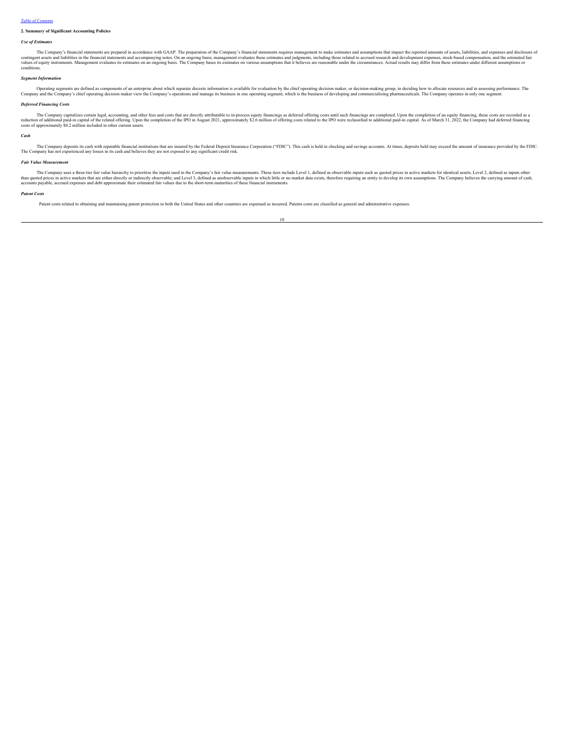## 2. Summary of Significant Accounting Policies

### *Use of Estimates*

The Company's financial statements are prepared in accordance with GAAP. The preparation of the Company's financial statements requires management to make estimates and assumptions that impact the reported amounts of assets, liabilities, and expenses and disclosure of contingent assets and liabilities in the financial statements and accompanying notes. On an ongoing basis, management evaluates these estimates and judgments, including those related to accrued research and development expenses, stock-based compensation, and the estimated fair values of equity instruments. Management evaluates its estimates on an ongoing basis. The Company bases its estimates on various assumptions that it believes are reasonable under the circumstances. Actual results may differ from these estimates under different assumptions or conditions.

### *Segment Information*

Operating segments are defined as components of an enterprise about which separate discrete information is available for evaluation by the chief operating decision maker, or decision-making group, in deciding how to allocate resources and in assessing performance. The Company and the Company's chief operating decision maker view the Company's operations and manage its business in one operating segment, which is the business of developing and commercializing pharmaceuticals. The Company operates in only one segment.

### *Deferred Financing Costs*

The Company capitalizes certain legal, accounting, and other fees and costs that are directly attributable to in-process equity financings as deferred offering costs until such financings are completed. Upon the completion of an equity financing, these costs are recorded as a reduction of additional paid-in capital of the related offering. Upon the completion of the IPO in August 2021, approximately $2.6 million of offering costs related to the IPO were reclassified to additional paid-in capital. As of March 31, 2022, the Company had deferred financing costs of approximately $0.2 million included in other current assets.

### *Cash*

The Company deposits its cash with reputable financial institutions that are insured by the Federal Deposit Insurance Corporation ("FDIC"). This cash is held in checking and savings accounts. At times, deposits held may exceed the amount of insurance provided by the FDIC. The Company has not experienced any losses in its cash and believes they are not exposed to any significant credit risk.

### *Fair Value Measurement*

The Company uses a three-tier fair value hierarchy to prioritize the inputs used in the Company's fair value measurements. These tiers include Level 1, defined as observable inputs such as quoted prices in active markets for identical assets; Level 2, defined as inputs other than quoted prices in active markets that are either directly or indirectly observable; and Level 3, defined as unobservable inputs in which little or no market data exists, therefore requiring an entity to develop its own assumptions. The Company believes the carrying amount of cash, accounts payable, accrued expenses and debt approximate their estimated fair values due to the short-term maturities of these financial instruments.

### *Patent Costs*

Patent costs related to obtaining and maintaining patent protection in both the United States and other countries are expensed as incurred. Patents costs are classified as general and administrative expenses.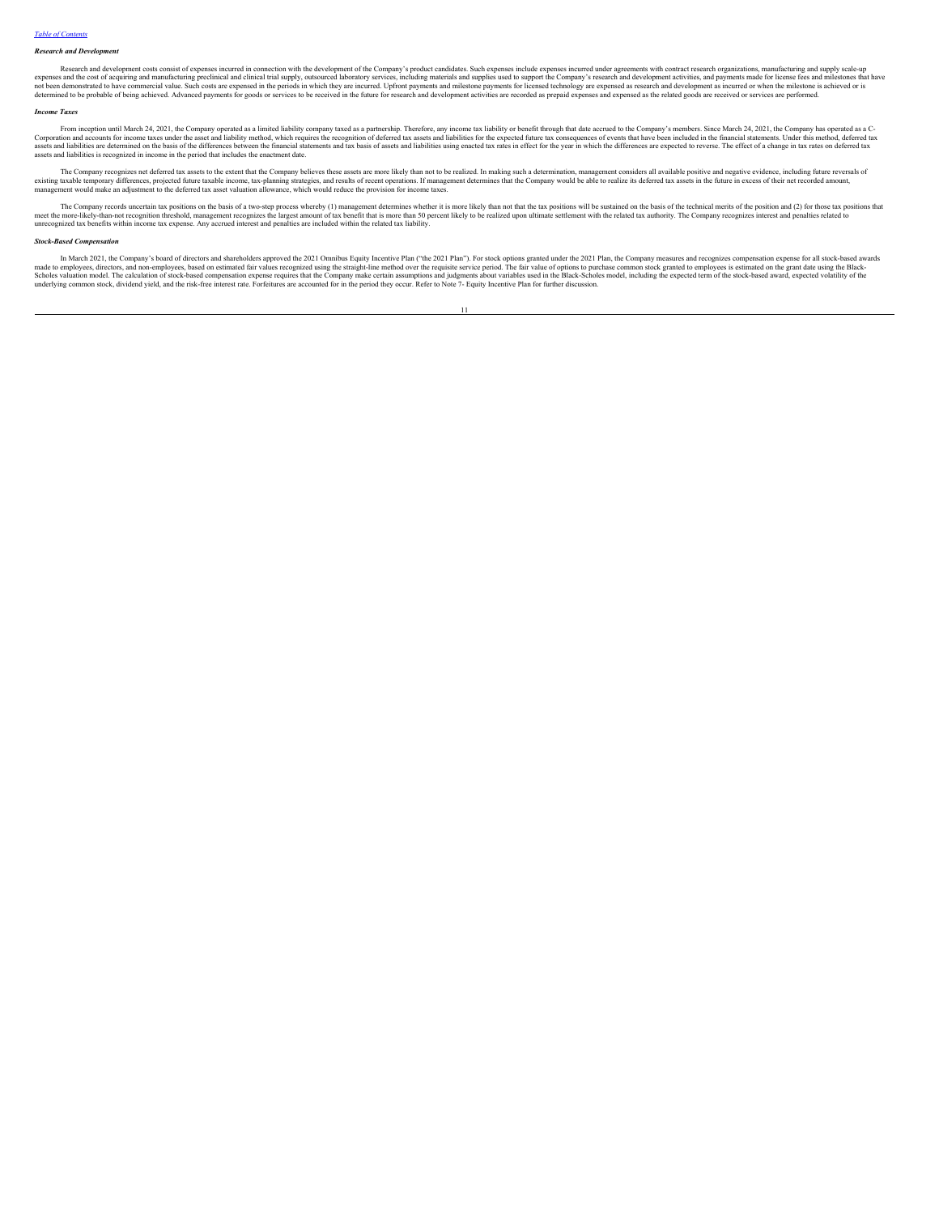[Table of Contents](#)

***Research and Development***

Research and development costs consist of expenses incurred in connection with the development of the Company's product candidates. Such expenses include expenses incurred under agreements with contract research organizations, manufacturing and supply scale-up expenses and the cost of acquiring and manufacturing preclinical and clinical trial supply, outsourced laboratory services, including materials and supplies used to support the Company's research and development activities, and payments made for license fees and milestones that have not been demonstrated to have commercial value. Such costs are expensed in the periods in which they are incurred. Upfront payments and milestone payments for licensed technology are expensed as research and development as incurred or when the milestone is achieved or is determined to be probable of being achieved. Advanced payments for goods or services to be received in the future for research and development activities are recorded as prepaid expenses and expensed as the related goods are received or services are performed.

***Income Taxes***

From inception until March 24, 2021, the Company operated as a limited liability company taxed as a partnership. Therefore, any income tax liability or benefit through that date accrued to the Company's members. Since March 24, 2021, the Company has operated as a C-Corporation and accounts for income taxes under the asset and liability method, which requires the recognition of deferred tax assets and liabilities for the expected future tax consequences of events that have been included in the financial statements. Under this method, deferred tax assets and liabilities are determined on the basis of the differences between the financial statements and tax basis of assets and liabilities using enacted tax rates in effect for the year in which the differences are expected to reverse. The effect of a change in tax rates on deferred tax assets and liabilities is recognized in income in the period that includes the enactment date.

The Company recognizes net deferred tax assets to the extent that the Company believes these assets are more likely than not to be realized. In making such a determination, management considers all available positive and negative evidence, including future reversals of existing taxable temporary differences, projected future taxable income, tax-planning strategies, and results of recent operations. If management determines that the Company would be able to realize its deferred tax assets in the future in excess of their net recorded amount, management would make an adjustment to the deferred tax asset valuation allowance, which would reduce the provision for income taxes.

The Company records uncertain tax positions on the basis of a two-step process whereby (1) management determines whether it is more likely than not that the tax positions will be sustained on the basis of the technical merits of the position and (2) for those tax positions that meet the more-likely-than-not recognition threshold, management recognizes the largest amount of tax benefit that is more than 50 percent likely to be realized upon ultimate settlement with the related tax authority. The Company recognizes interest and penalties related to unrecognized tax benefits within income tax expense. Any accrued interest and penalties are included within the related tax liability.

***Stock-Based Compensation***

In March 2021, the Company's board of directors and shareholders approved the 2021 Omnibus Equity Incentive Plan ("the 2021 Plan"). For stock options granted under the 2021 Plan, the Company measures and recognizes compensation expense for all stock-based awards made to employees, directors, and non-employees, based on estimated fair values recognized using the straight-line method over the requisite service period. The fair value of options to purchase common stock granted to employees is estimated on the grant date using the Black-Scholes valuation model. The calculation of stock-based compensation expense requires that the Company make certain assumptions and judgments about variables used in the Black-Scholes model, including the expected term of the stock-based award, expected volatility of the underlying common stock, dividend yield, and the risk-free interest rate. Forfeitures are accounted for in the period they occur. Refer to Note 7- Equity Incentive Plan for further discussion.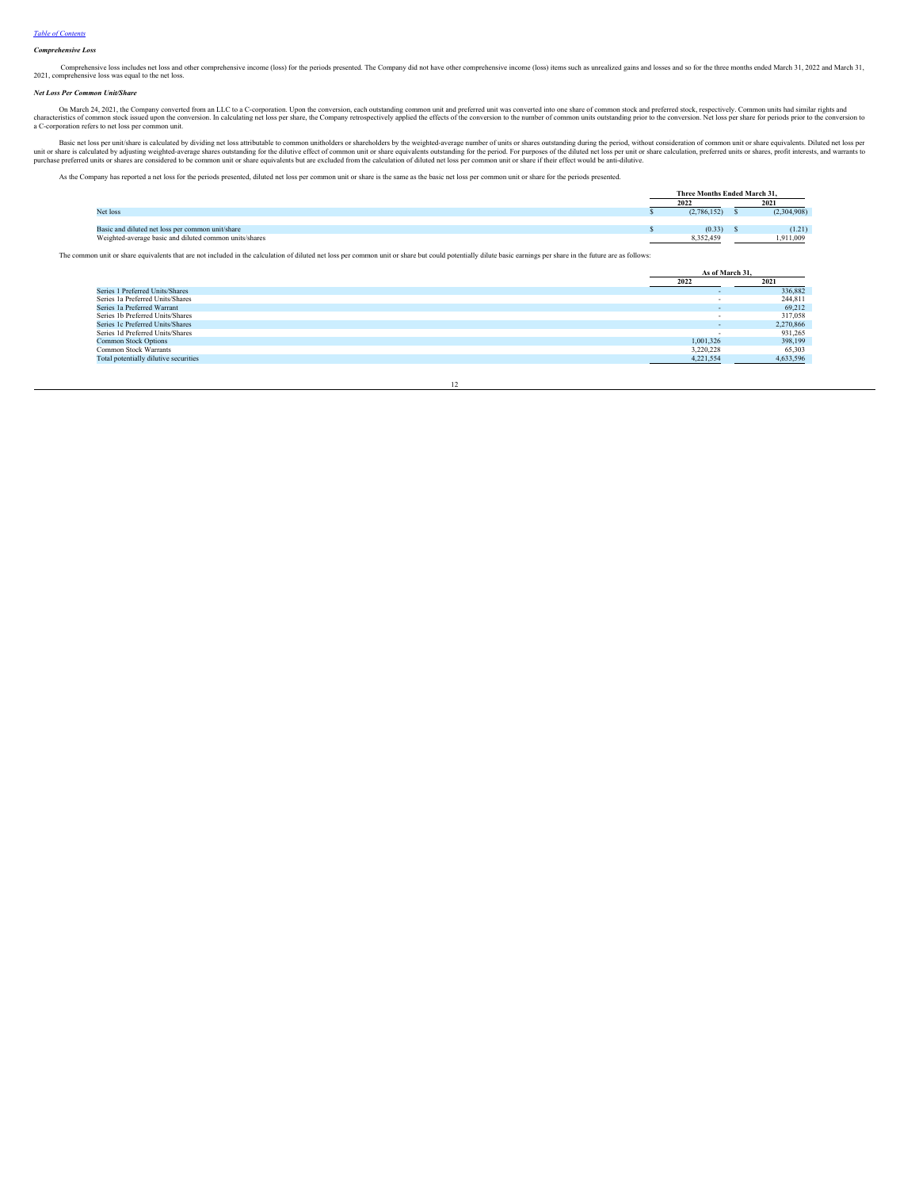*Comprehensive Loss*

Comprehensive loss includes net loss and other comprehensive income (loss) for the periods presented. The Company did not have other comprehensive income (loss) items such as unrealized gains and losses and so for the three months ended March 31, 2022 and March 31, 2021, comprehensive loss was equal to the net loss.

*Net Loss Per Common Unit/Share*

On March 24, 2021, the Company converted from an LLC to a C-corporation. Upon the conversion, each outstanding common unit and preferred unit was converted into one share of common stock and preferred stock, respectively. Common units had similar rights and characteristics of common stock issued upon the conversion. In calculating net loss per share, the Company retrospectively applied the effects of the conversion to the number of common units outstanding prior to the conversion. Net loss per share for periods prior to the conversion to a C-corporation refers to net loss per common unit.

Basic net loss per unit/share is calculated by dividing net loss attributable to common unitholders or shareholders by the weighted-average number of units or shares outstanding during the period, without consideration of common unit or share equivalents. Diluted net loss per unit or share is calculated by adjusting weighted-average shares outstanding for the dilutive effect of common unit or share equivalents outstanding for the period. For purposes of the diluted net loss per unit or share calculation, preferred units or shares, profit interests, and warrants to purchase preferred units or shares are considered to be common unit or share equivalents but are excluded from the calculation of diluted net loss per common unit or share if their effect would be anti-dilutive.

As the Company has reported a net loss for the periods presented, diluted net loss per common unit or share is the same as the basic net loss per common unit or share for the periods presented.

| | Three Months Ended March 31, | |
|---|---|---|
| | 2022 | 2021 |
| Net loss | $ (2,786,152) | $ (2,304,908) |
| | | |
| Basic and diluted net loss per common unit/share | $ (0.33) | $ (1.21) |
| Weighted-average basic and diluted common units/shares | 8,352,459 | 1,911,009 |

The common unit or share equivalents that are not included in the calculation of diluted net loss per common unit or share but could potentially dilute basic earnings per share in the future are as follows:

| | As of March 31, | |
|---|---|---|
| | 2022 | 2021 |
| Series 1 Preferred Units/Shares | - | 336,882 |
| Series 1a Preferred Units/Shares | - | 244,811 |
| Series 1a Preferred Warrant | - | 69,212 |
| Series 1b Preferred Units/Shares | - | 317,058 |
| Series 1c Preferred Units/Shares | - | 2,270,866 |
| Series 1d Preferred Units/Shares | - | 931,265 |
| Common Stock Options | 1,001,326 | 398,199 |
| Common Stock Warrants | 3,220,228 | 65,303 |
| Total potentially dilutive securities | 4,221,554 | 4,633,596 |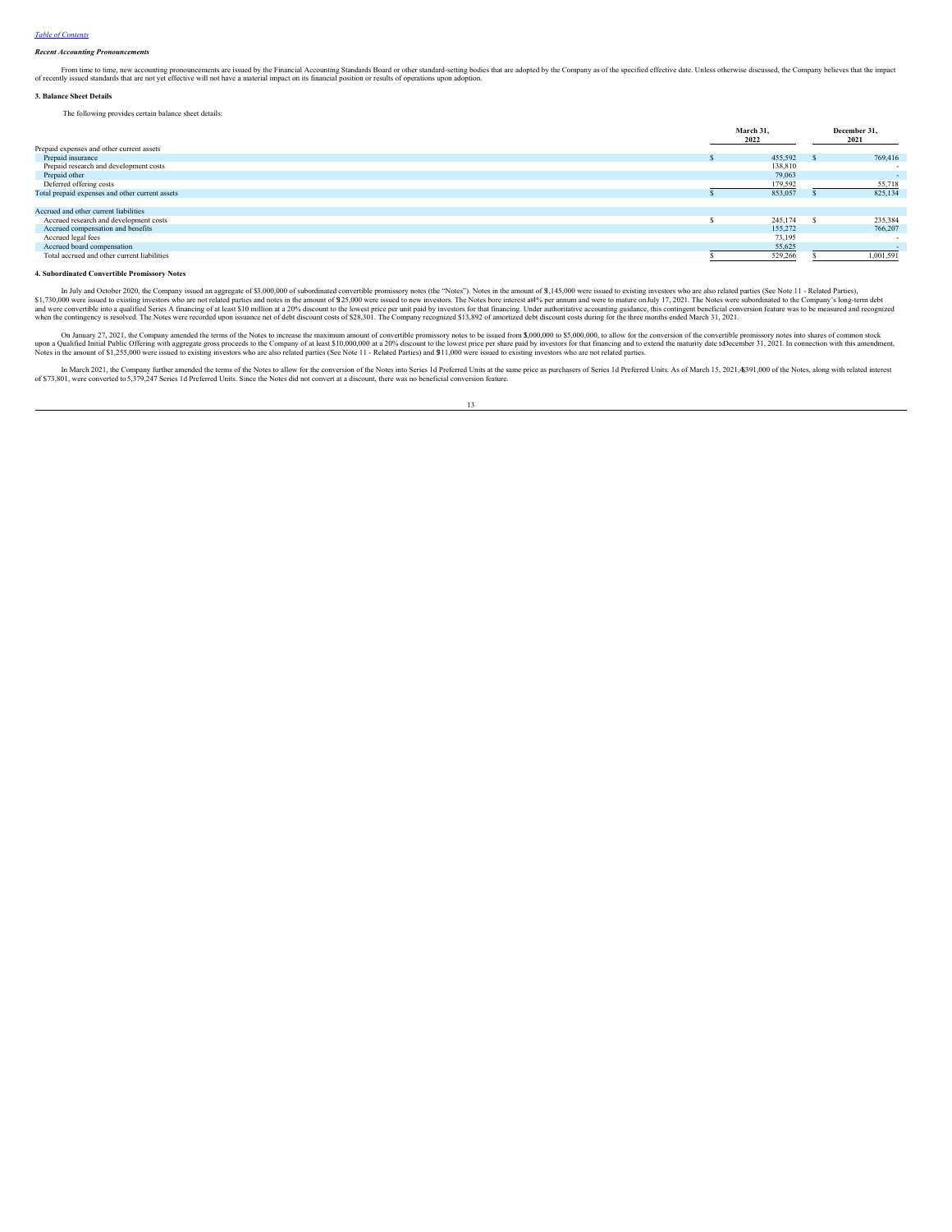### *Recent Accounting Pronouncements*

From time to time, new accounting pronouncements are issued by the Financial Accounting Standards Board or other standard-setting bodies that are adopted by the Company as of the specified effective date. Unless otherwise discussed, the Company believes that the impact of recently issued standards that are not yet effective will not have a material impact on its financial position or results of operations upon adoption.

### 3. Balance Sheet Details

The following provides certain balance sheet details:

| | March 31, 2022 | December 31, 2021 |
|---|---|---|
| Prepaid expenses and other current assets | | |
| Prepaid insurance | $ 455,592 | $ 769,416 |
| Prepaid research and development costs | 138,810 | - |
| Prepaid other | 79,063 | - |
| Deferred offering costs | 179,592 | 55,718 |
| Total prepaid expenses and other current assets | $ 853,057 | $ 825,134 |
| | | |
| Accrued and other current liabilities | | |
| Accrued research and development costs | $ 245,174 | $ 235,384 |
| Accrued compensation and benefits | 155,272 | 766,207 |
| Accrued legal fees | 73,195 | - |
| Accrued board compensation | 55,625 | - |
| Total accrued and other current liabilities | $ 529,266 | $ 1,001,591 |

### 4. Subordinated Convertible Promissory Notes

In July and October 2020, the Company issued an aggregate of $3,000,000 of subordinated convertible promissory notes (the "Notes"). Notes in the amount of $1,145,000 were issued to existing investors who are also related parties (See Note 11 - Related Parties), $1,730,000 were issued to existing investors who are not related parties and notes in the amount of $125,000 were issued to new investors. The Notes bore interest at 4% per annum and were to mature on July 17, 2021. The Notes were subordinated to the Company's long-term debt and were convertible into a qualified Series A financing of at least $10 million at a 20% discount to the lowest price per unit paid by investors for that financing. Under authoritative accounting guidance, this contingent beneficial conversion feature was to be measured and recognized when the contingency is resolved. The Notes were recorded upon issuance net of debt discount costs of $28,301. The Company recognized $13,892 of amortized debt discount costs during for the three months ended March 31, 2021.

On January 27, 2021, the Company amended the terms of the Notes to increase the maximum amount of convertible promissory notes to be issued from $3,000,000 to $5,000,000, to allow for the conversion of the convertible promissory notes into shares of common stock upon a Qualified Initial Public Offering with aggregate gross proceeds to the Company of at least $10,000,000 at a 20% discount to the lowest price per share paid by investors for that financing and to extend the maturity date to December 31, 2021. In connection with this amendment, Notes in the amount of $1,255,000 were issued to existing investors who are also related parties (See Note 11 - Related Parties) and $811,000 were issued to existing investors who are not related parties.

In March 2021, the Company further amended the terms of the Notes to allow for the conversion of the Notes into Series 1d Preferred Units at the same price as purchasers of Series 1d Preferred Units. As of March 15, 2021, $5,391,000 of the Notes, along with related interest of $73,801, were converted to 5,379,247 Series 1d Preferred Units. Since the Notes did not convert at a discount, there was no beneficial conversion feature.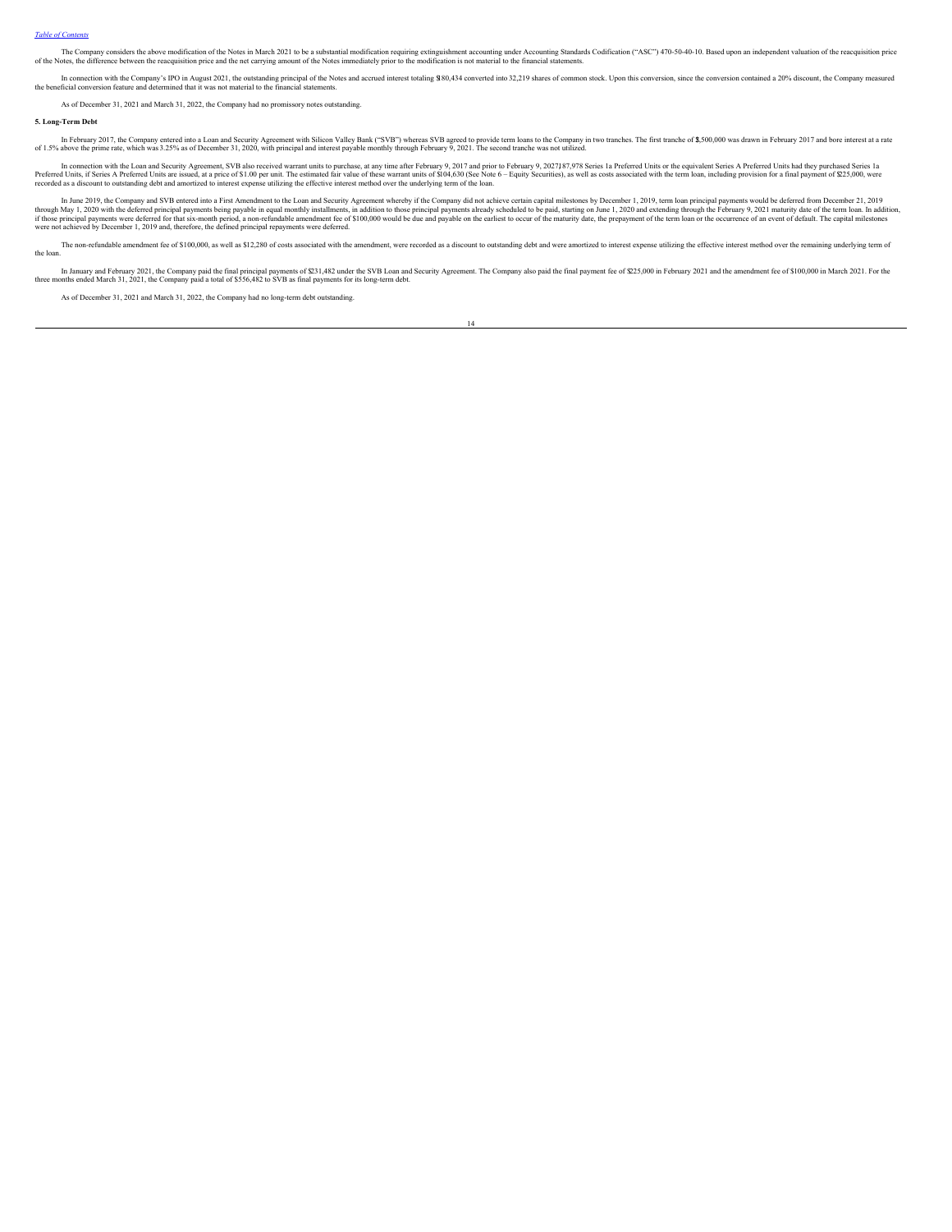The Company considers the above modification of the Notes in March 2021 to be a substantial modification requiring extinguishment accounting under Accounting Standards Codification ("ASC") 470-50-40-10. Based upon an independent valuation of the reacquisition price of the Notes, the difference between the reacquisition price and the net carrying amount of the Notes immediately prior to the modification is not material to the financial statements.

In connection with the Company's IPO in August 2021, the outstanding principal of the Notes and accrued interest totaling $180,434 converted into 32,219 shares of common stock. Upon this conversion, since the conversion contained a 20% discount, the Company measured the beneficial conversion feature and determined that it was not material to the financial statements.

As of December 31, 2021 and March 31, 2022, the Company had no promissory notes outstanding.

**5. Long-Term Debt**

In February 2017, the Company entered into a Loan and Security Agreement with Silicon Valley Bank ("SVB") whereas SVB agreed to provide term loans to the Company in two tranches. The first tranche of $3,500,000 was drawn in February 2017 and bore interest at a rate of 1.5% above the prime rate, which was 3.25% as of December 31, 2020, with principal and interest payable monthly through February 9, 2021. The second tranche was not utilized.

In connection with the Loan and Security Agreement, SVB also received warrant units to purchase, at any time after February 9, 2017 and prior to February 9, 2027, 187,978 Series 1a Preferred Units or the equivalent Series A Preferred Units had they purchased Series 1a Preferred Units, if Series A Preferred Units are issued, at a price of $1.00 per unit. The estimated fair value of these warrant units of $104,630 (See Note 6 – Equity Securities), as well as costs associated with the term loan, including provision for a final payment of $225,000, were recorded as a discount to outstanding debt and amortized to interest expense utilizing the effective interest method over the underlying term of the loan.

In June 2019, the Company and SVB entered into a First Amendment to the Loan and Security Agreement whereby if the Company did not achieve certain capital milestones by December 1, 2019, term loan principal payments would be deferred from December 21, 2019 through May 1, 2020 with the deferred principal payments being payable in equal monthly installments, in addition to those principal payments already scheduled to be paid, starting on June 1, 2020 and extending through the February 9, 2021 maturity date of the term loan. In addition, if those principal payments were deferred for that six-month period, a non-refundable amendment fee of $100,000 would be due and payable on the earliest to occur of the maturity date, the prepayment of the term loan or the occurrence of an event of default. The capital milestones were not achieved by December 1, 2019 and, therefore, the defined principal repayments were deferred.

The non-refundable amendment fee of $100,000, as well as $12,280 of costs associated with the amendment, were recorded as a discount to outstanding debt and were amortized to interest expense utilizing the effective interest method over the remaining underlying term of the loan.

In January and February 2021, the Company paid the final principal payments of $231,482 under the SVB Loan and Security Agreement. The Company also paid the final payment fee of $225,000 in February 2021 and the amendment fee of $100,000 in March 2021. For the three months ended March 31, 2021, the Company paid a total of $556,482 to SVB as final payments for its long-term debt.

As of December 31, 2021 and March 31, 2022, the Company had no long-term debt outstanding.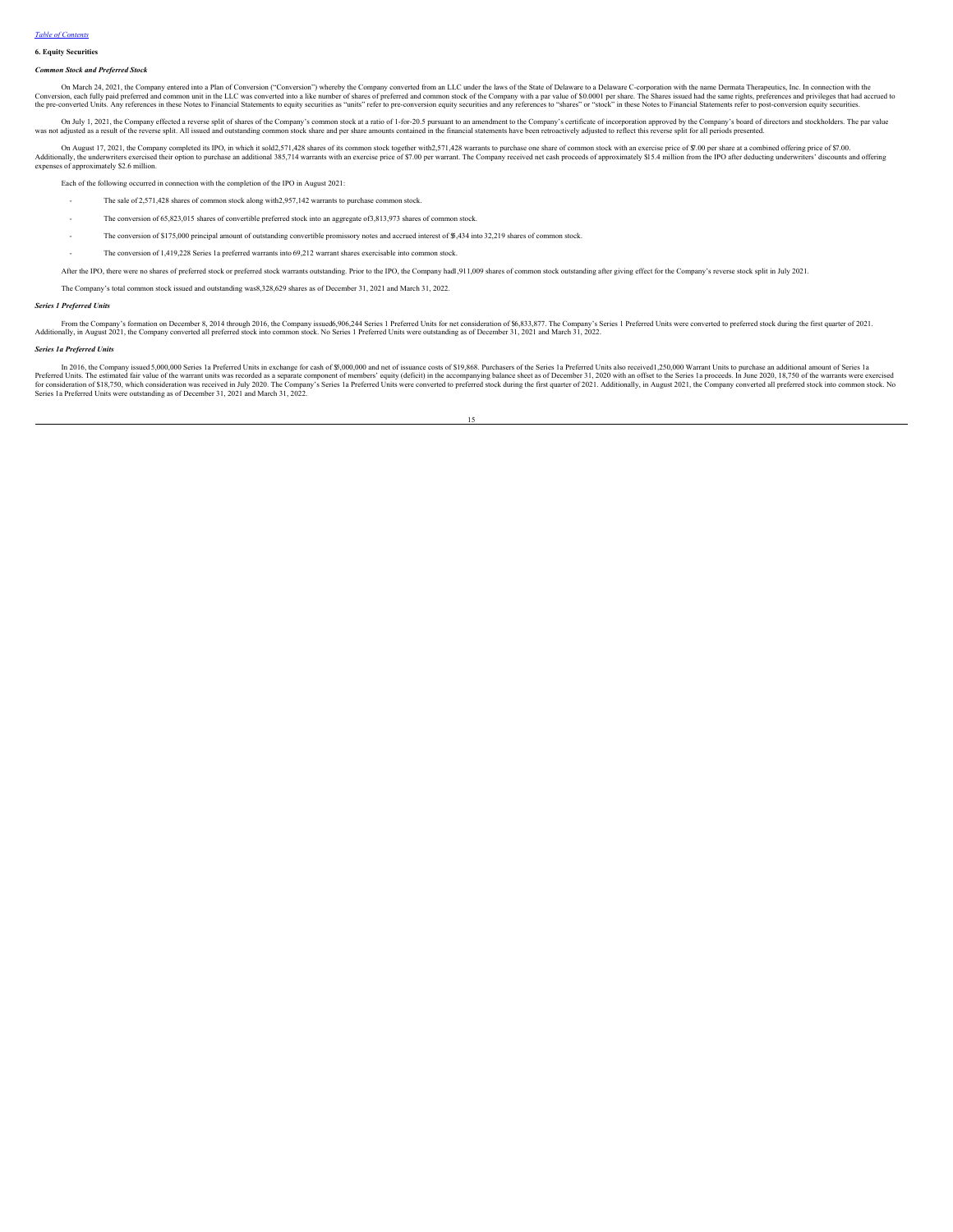## 6. Equity Securities

### *Common Stock and Preferred Stock*

On March 24, 2021, the Company entered into a Plan of Conversion ("Conversion") whereby the Company converted from an LLC under the laws of the State of Delaware to a Delaware C-corporation with the name Dermata Therapeutics, Inc. In connection with the Conversion, each fully paid preferred and common unit in the LLC was converted into a like number of shares of preferred and common stock of the Company with a par value of $0.0001 per share. The Shares issued had the same rights, preferences and privileges that had accrued to the pre-converted Units. Any references in these Notes to Financial Statements to equity securities as "units" refer to pre-conversion equity securities and any references to "shares" or "stock" in these Notes to Financial Statements refer to post-conversion equity securities.

On July 1, 2021, the Company effected a reverse split of shares of the Company's common stock at a ratio of 1-for-20.5 pursuant to an amendment to the Company's certificate of incorporation approved by the Company's board of directors and stockholders. The par value was not adjusted as a result of the reverse split. All issued and outstanding common stock share and per share amounts contained in the financial statements have been retroactively adjusted to reflect this reverse split for all periods presented.

On August 17, 2021, the Company completed its IPO, in which it sold 2,571,428 shares of its common stock together with 2,571,428 warrants to purchase one share of common stock with an exercise price of $7.00 per share at a combined offering price of $7.00. Additionally, the underwriters exercised their option to purchase an additional 385,714 warrants with an exercise price of $7.00 per warrant. The Company received net cash proceeds of approximately $15.4 million from the IPO after deducting underwriters' discounts and offering expenses of approximately $2.6 million.

Each of the following occurred in connection with the completion of the IPO in August 2021:

- The sale of 2,571,428 shares of common stock along with 2,957,142 warrants to purchase common stock.
- The conversion of 65,823,015 shares of convertible preferred stock into an aggregate of 3,813,973 shares of common stock.
- The conversion of $175,000 principal amount of outstanding convertible promissory notes and accrued interest of $5,434 into 32,219 shares of common stock.
- The conversion of 1,419,228 Series 1a preferred warrants into 69,212 warrant shares exercisable into common stock.

After the IPO, there were no shares of preferred stock or preferred stock warrants outstanding. Prior to the IPO, the Company had 1,911,009 shares of common stock outstanding after giving effect for the Company's reverse stock split in July 2021.

The Company's total common stock issued and outstanding was 8,328,629 shares as of December 31, 2021 and March 31, 2022.

### *Series 1 Preferred Units*

From the Company's formation on December 8, 2014 through 2016, the Company issued 6,906,244 Series 1 Preferred Units for net consideration of $6,833,877. The Company's Series 1 Preferred Units were converted to preferred stock during the first quarter of 2021. Additionally, in August 2021, the Company converted all preferred stock into common stock. No Series 1 Preferred Units were outstanding as of December 31, 2021 and March 31, 2022.

### *Series 1a Preferred Units*

In 2016, the Company issued 5,000,000 Series 1a Preferred Units in exchange for cash of $5,000,000 and net of issuance costs of $19,868. Purchasers of the Series 1a Preferred Units also received 1,250,000 Warrant Units to purchase an additional amount of Series 1a Preferred Units. The estimated fair value of the warrant units was recorded as a separate component of members' equity (deficit) in the accompanying balance sheet as of December 31, 2020 with an offset to the Series 1a proceeds. In June 2020, 18,750 of the warrants were exercised for consideration of $18,750, which consideration was received in July 2020. The Company's Series 1a Preferred Units were converted to preferred stock during the first quarter of 2021. Additionally, in August 2021, the Company converted all preferred stock into common stock. No Series 1a Preferred Units were outstanding as of December 31, 2021 and March 31, 2022.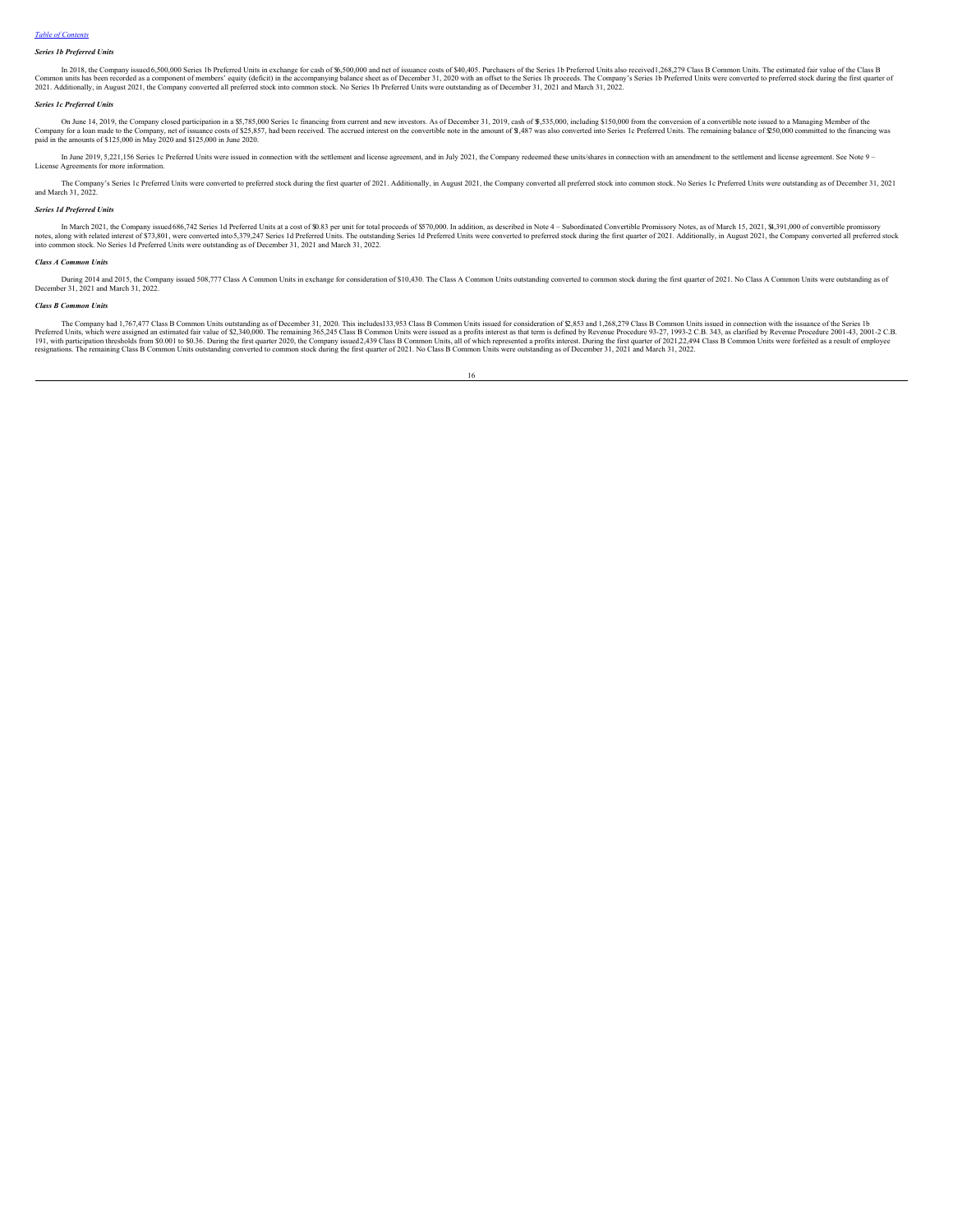[Table of Contents](#)

***Series 1b Preferred Units***

In 2018, the Company issued 6,500,000 Series 1b Preferred Units in exchange for cash of $6,500,000 and net of issuance costs of $40,405. Purchasers of the Series 1b Preferred Units also received 1,268,279 Class B Common Units. The estimated fair value of the Class B Common units has been recorded as a component of members' equity (deficit) in the accompanying balance sheet as of December 31, 2020 with an offset to the Series 1b proceeds. The Company's Series 1b Preferred Units were converted to preferred stock during the first quarter of 2021. Additionally, in August 2021, the Company converted all preferred stock into common stock. No Series 1b Preferred Units were outstanding as of December 31, 2021 and March 31, 2022.

***Series 1c Preferred Units***

On June 14, 2019, the Company closed participation in a $5,785,000 Series 1c financing from current and new investors. As of December 31, 2019, cash of $5,535,000, including $150,000 from the conversion of a convertible note issued to a Managing Member of the Company for a loan made to the Company, net of issuance costs of $25,857, had been received. The accrued interest on the convertible note in the amount of $1,487 was also converted into Series 1c Preferred Units. The remaining balance of $250,000 committed to the financing was paid in the amounts of $125,000 in May 2020 and $125,000 in June 2020.

In June 2019, 5,221,156 Series 1c Preferred Units were issued in connection with the settlement and license agreement, and in July 2021, the Company redeemed these units/shares in connection with an amendment to the settlement and license agreement. See Note 9 – License Agreements for more information.

The Company's Series 1c Preferred Units were converted to preferred stock during the first quarter of 2021. Additionally, in August 2021, the Company converted all preferred stock into common stock. No Series 1c Preferred Units were outstanding as of December 31, 2021 and March 31, 2022.

***Series 1d Preferred Units***

In March 2021, the Company issued 686,742 Series 1d Preferred Units at a cost of $0.83 per unit for total proceeds of $570,000. In addition, as described in Note 4 – Subordinated Convertible Promissory Notes, as of March 15, 2021, $4,391,000 of convertible promissory notes, along with related interest of $73,801, were converted into 5,379,247 Series 1d Preferred Units. The outstanding Series 1d Preferred Units were converted to preferred stock during the first quarter of 2021. Additionally, in August 2021, the Company converted all preferred stock into common stock. No Series 1d Preferred Units were outstanding as of December 31, 2021 and March 31, 2022.

***Class A Common Units***

During 2014 and 2015, the Company issued 508,777 Class A Common Units in exchange for consideration of $10,430. The Class A Common Units outstanding converted to common stock during the first quarter of 2021. No Class A Common Units were outstanding as of December 31, 2021 and March 31, 2022.

***Class B Common Units***

The Company had 1,767,477 Class B Common Units outstanding as of December 31, 2020. This includes 133,953 Class B Common Units issued for consideration of $2,853 and 1,268,279 Class B Common Units issued in connection with the issuance of the Series 1b Preferred Units, which were assigned an estimated fair value of $2,340,000. The remaining 365,245 Class B Common Units were issued as a profits interest as that term is defined by Revenue Procedure 93-27, 1993-2 C.B. 343, as clarified by Revenue Procedure 2001-43, 2001-2 C.B. 191, with participation thresholds from $0.001 to $0.36. During the first quarter 2020, the Company issued 2,439 Class B Common Units, all of which represented a profits interest. During the first quarter of 2021 22,494 Class B Common Units were forfeited as a result of employee resignations. The remaining Class B Common Units outstanding converted to common stock during the first quarter of 2021. No Class B Common Units were outstanding as of December 31, 2021 and March 31, 2022.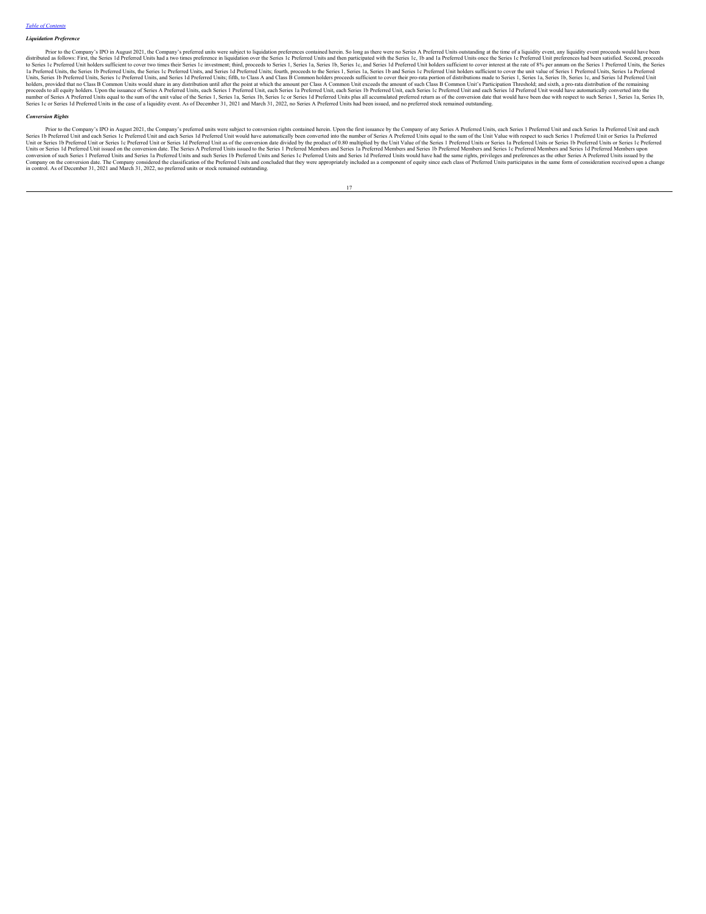[Table of Contents](#)

### *Liquidation Preference*

Prior to the Company's IPO in August 2021, the Company's preferred units were subject to liquidation preferences contained herein. So long as there were no Series A Preferred Units outstanding at the time of a liquidity event, any liquidity event proceeds would have been distributed as follows: First, the Series 1d Preferred Units had a two times preference in liquidation over the Series 1c Preferred Units and then participated with the Series 1c, 1b and 1a Preferred Units once the Series 1c Preferred Unit preferences had been satisfied. Second, proceeds to Series 1c Preferred Unit holders sufficient to cover two times their Series 1c investment; third, proceeds to Series 1, Series 1a, Series 1b, Series 1c, and Series 1d Preferred Unit holders sufficient to cover interest at the rate of 8% per annum on the Series 1 Preferred Units, the Series 1a Preferred Units, the Series 1b Preferred Units, the Series 1c Preferred Units, and Series 1d Preferred Units; fourth, proceeds to the Series 1, Series 1a, Series 1b and Series 1c Preferred Unit holders sufficient to cover the unit value of Series 1 Preferred Units, Series 1a Preferred Units, Series 1b Preferred Units, Series 1c Preferred Units, and Series 1d Preferred Units; fifth, to Class A and Class B Common holders proceeds sufficient to cover their pro-rata portion of distributions made to Series 1, Series 1a, Series 1b, Series 1c, and Series 1d Preferred Unit holders, provided that no Class B Common Units would share in any distribution until after the point at which the amount per Class A Common Unit exceeds the amount of such Class B Common Unit's Participation Threshold; and sixth, a pro-rata distribution of the remaining proceeds to all equity holders. Upon the issuance of Series A Preferred Units, each Series 1 Preferred Unit, each Series 1a Preferred Unit, each Series 1b Preferred Unit, each Series 1c Preferred Unit and each Series 1d Preferred Unit would have automatically converted into the number of Series A Preferred Units equal to the sum of the unit value of the Series 1, Series 1a, Series 1b, Series 1c or Series 1d Preferred Units plus all accumulated preferred return as of the conversion date that would have been due with respect to such Series 1, Series 1a, Series 1b, Series 1c or Series 1d Preferred Units in the case of a liquidity event. As of December 31, 2021 and March 31, 2022, no Series A Preferred Units had been issued, and no preferred stock remained outstanding.

### *Conversion Rights*

Prior to the Company's IPO in August 2021, the Company's preferred units were subject to conversion rights contained herein. Upon the first issuance by the Company of any Series A Preferred Units, each Series 1 Preferred Unit and each Series 1a Preferred Unit and each Series 1b Preferred Unit and each Series 1c Preferred Unit and each Series 1d Preferred Unit would have automatically been converted into the number of Series A Preferred Units equal to the sum of the Unit Value with respect to such Series 1 Preferred Unit or Series 1a Preferred Unit or Series 1b Preferred Unit or Series 1c Preferred Unit or Series 1d Preferred Unit as of the conversion date divided by the product of 0.80 multiplied by the Unit Value of the Series 1 Preferred Units or Series 1a Preferred Units or Series 1b Preferred Units or Series 1c Preferred Units or Series 1d Preferred Unit issued on the conversion date. The Series A Preferred Units issued to the Series 1 Preferred Members and Series 1a Preferred Members and Series 1b Preferred Members and Series 1c Preferred Members and Series 1d Preferred Members upon conversion of such Series 1 Preferred Units and Series 1a Preferred Units and such Series 1b Preferred Units and Series 1c Preferred Units and Series 1d Preferred Units would have had the same rights, privileges and preferences as the other Series A Preferred Units issued by the Company on the conversion date. The Company considered the classification of the Preferred Units and concluded that they were appropriately included as a component of equity since each class of Preferred Units participates in the same form of consideration received upon a change in control. As of December 31, 2021 and March 31, 2022, no preferred units or stock remained outstanding.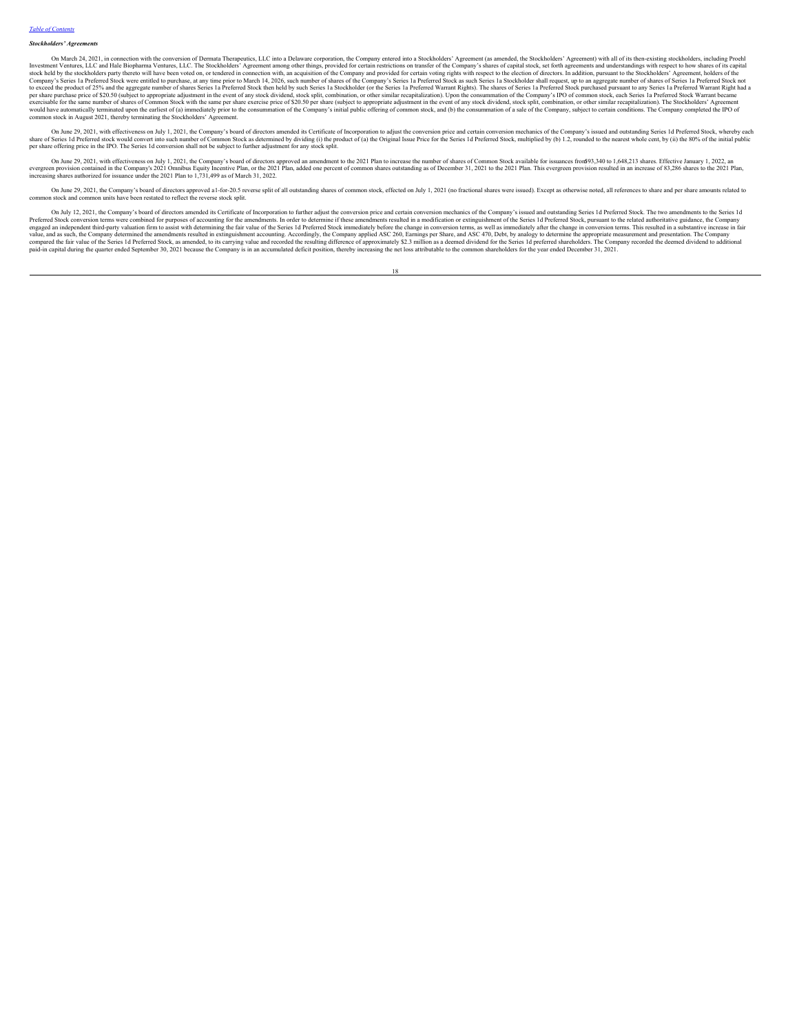[Table of Contents](#)

***Stockholders' Agreements***

On March 24, 2021, in connection with the conversion of Dermata Therapeutics, LLC into a Delaware corporation, the Company entered into a Stockholders' Agreement (as amended, the Stockholders' Agreement) with all of its then-existing stockholders, including Proehl Investment Ventures, LLC and Hale Biopharma Ventures, LLC. The Stockholders' Agreement among other things, provided for certain restrictions on transfer of the Company's shares of capital stock, set forth agreements and understandings with respect to how shares of its capital stock held by the stockholders party thereto will have been voted on, or tendered in connection with, an acquisition of the Company and provided for certain voting rights with respect to the election of directors. In addition, pursuant to the Stockholders' Agreement, holders of the Company's Series 1a Preferred Stock were entitled to purchase, at any time prior to March 14, 2026, such number of shares of the Company's Series 1a Preferred Stock as such Series 1a Stockholder shall request, up to an aggregate number of shares of Series 1a Preferred Stock not to exceed the product of 25% and the aggregate number of shares Series 1a Preferred Stock then held by such Series 1a Stockholder (or the Series 1a Preferred Warrant Rights). The shares of Series 1a Preferred Stock purchased pursuant to any Series 1a Preferred Warrant Right had a per share purchase price of $20.50 (subject to appropriate adjustment in the event of any stock dividend, stock split, combination, or other similar recapitalization). Upon the consummation of the Company's IPO of common stock, each Series 1a Preferred Stock Warrant became exercisable for the same number of shares of Common Stock with the same per share exercise price of $20.50 per share (subject to appropriate adjustment in the event of any stock dividend, stock split, combination, or other similar recapitalization). The Stockholders' Agreement would have automatically terminated upon the earliest of (a) immediately prior to the consummation of the Company's initial public offering of common stock, and (b) the consummation of a sale of the Company, subject to certain conditions. The Company completed the IPO of common stock in August 2021, thereby terminating the Stockholders' Agreement.

On June 29, 2021, with effectiveness on July 1, 2021, the Company's board of directors amended its Certificate of Incorporation to adjust the conversion price and certain conversion mechanics of the Company's issued and outstanding Series 1d Preferred Stock, whereby each share of Series 1d Preferred stock would convert into such number of Common Stock as determined by dividing (i) the product of (a) the Original Issue Price for the Series 1d Preferred Stock, multiplied by (b) 1.2, rounded to the nearest whole cent, by (ii) the 80% of the initial public per share offering price in the IPO. The Series 1d conversion shall not be subject to further adjustment for any stock split.

On June 29, 2021, with effectiveness on July 1, 2021, the Company's board of directors approved an amendment to the 2021 Plan to increase the number of shares of Common Stock available for issuances from 593,340 to 1,648,213 shares. Effective January 1, 2022, an evergreen provision contained in the Company's 2021 Omnibus Equity Incentive Plan, or the 2021 Plan, added one percent of common shares outstanding as of December 31, 2021 to the 2021 Plan. This evergreen provision resulted in an increase of 83,286 shares to the 2021 Plan, increasing shares authorized for issuance under the 2021 Plan to 1,731,499 as of March 31, 2022.

On June 29, 2021, the Company's board of directors approved a 1-for-20.5 reverse split of all outstanding shares of common stock, effected on July 1, 2021 (no fractional shares were issued). Except as otherwise noted, all references to share and per share amounts related to common stock and common units have been restated to reflect the reverse stock split.

On July 12, 2021, the Company's board of directors amended its Certificate of Incorporation to further adjust the conversion price and certain conversion mechanics of the Company's issued and outstanding Series 1d Preferred Stock. The two amendments to the Series 1d Preferred Stock conversion terms were combined for purposes of accounting for the amendments. In order to determine if these amendments resulted in a modification or extinguishment of the Series 1d Preferred Stock, pursuant to the related authoritative guidance, the Company engaged an independent third-party valuation firm to assist with determining the fair value of the Series 1d Preferred Stock immediately before the change in conversion terms, as well as immediately after the change in conversion terms. This resulted in a substantive increase in fair value, and as such, the Company determined the amendments resulted in extinguishment accounting. Accordingly, the Company applied ASC 260, Earnings per Share, and ASC 470, Debt, by analogy to determine the appropriate measurement and presentation. The Company compared the fair value of the Series 1d Preferred Stock, as amended, to its carrying value and recorded the resulting difference of approximately $2.3 million as a deemed dividend for the Series 1d preferred shareholders. The Company recorded the deemed dividend to additional paid-in capital during the quarter ended September 30, 2021 because the Company is in an accumulated deficit position, thereby increasing the net loss attributable to the common shareholders for the year ended December 31, 2021.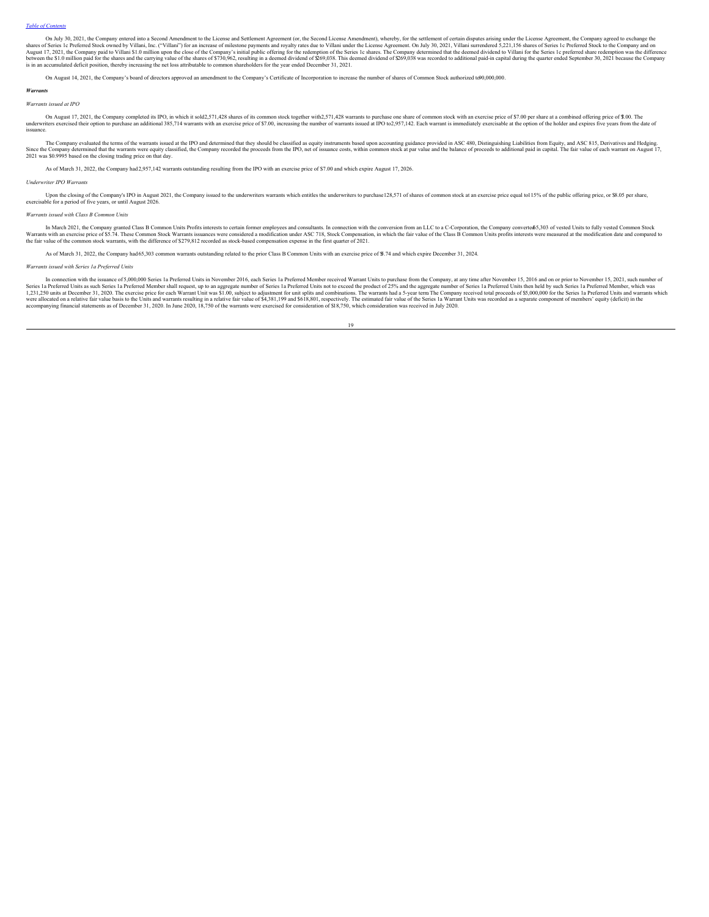[Table of Contents](#)

On July 30, 2021, the Company entered into a Second Amendment to the License and Settlement Agreement (or, the Second License Amendment), whereby, for the settlement of certain disputes arising under the License Agreement, the Company agreed to exchange the shares of Series 1c Preferred Stock owned by Villani, Inc. ("Villani") for an increase of milestone payments and royalty rates due to Villani under the License Agreement. On July 30, 2021, Villani surrendered 5,221,156 shares of Series 1c Preferred Stock to the Company and on August 17, 2021, the Company paid to Villani $1.0 million upon the close of the Company's initial public offering for the redemption of the Series 1c shares. The Company determined that the deemed dividend to Villani for the Series 1c preferred share redemption was the difference between the $1.0 million paid for the shares and the carrying value of the shares of $730,962, resulting in a deemed dividend of $269,038. This deemed dividend of $269,038 was recorded to additional paid-in capital during the quarter ended September 30, 2021 because the Company is in an accumulated deficit position, thereby increasing the net loss attributable to common shareholders for the year ended December 31, 2021.

On August 14, 2021, the Company's board of directors approved an amendment to the Company's Certificate of Incorporation to increase the number of shares of Common Stock authorized to 90,000,000.

***Warrants***

*Warrants issued at IPO*

On August 17, 2021, the Company completed its IPO, in which it sold 2,571,428 shares of its common stock together with 2,571,428 warrants to purchase one share of common stock with an exercise price of $7.00 per share at a combined offering price of $7.00. The underwriters exercised their option to purchase an additional 385,714 warrants with an exercise price of $7.00, increasing the number of warrants issued at IPO to 2,957,142. Each warrant is immediately exercisable at the option of the holder and expires five years from the date of issuance.

The Company evaluated the terms of the warrants issued at the IPO and determined that they should be classified as equity instruments based upon accounting guidance provided in ASC 480, Distinguishing Liabilities from Equity, and ASC 815, Derivatives and Hedging. Since the Company determined that the warrants were equity classified, the Company recorded the proceeds from the IPO, net of issuance costs, within common stock at par value and the balance of proceeds to additional paid in capital. The fair value of each warrant on August 17, 2021 was $0.9995 based on the closing trading price on that day.

As of March 31, 2022, the Company had 2,957,142 warrants outstanding resulting from the IPO with an exercise price of $7.00 and which expire August 17, 2026.

*Underwriter IPO Warrants*

Upon the closing of the Company's IPO in August 2021, the Company issued to the underwriters warrants which entitles the underwriters to purchase 128,571 of shares of common stock at an exercise price equal to 115% of the public offering price, or $8.05 per share, exercisable for a period of five years, or until August 2026.

*Warrants issued with Class B Common Units*

In March 2021, the Company granted Class B Common Units Profits interests to certain former employees and consultants. In connection with the conversion from an LLC to a C-Corporation, the Company converted 65,303 of vested Units to fully vested Common Stock Warrants with an exercise price of $5.74. These Common Stock Warrants issuances were considered a modification under ASC 718, Stock Compensation, in which the fair value of the Class B Common Units profits interests were measured at the modification date and compared to the fair value of the common stock warrants, with the difference of $279,812 recorded as stock-based compensation expense in the first quarter of 2021.

As of March 31, 2022, the Company had 65,303 common warrants outstanding related to the prior Class B Common Units with an exercise price of $5.74 and which expire December 31, 2024.

*Warrants issued with Series 1a Preferred Units*

In connection with the issuance of 5,000,000 Series 1a Preferred Units in November 2016, each Series 1a Preferred Member received Warrant Units to purchase from the Company, at any time after November 15, 2016 and on or prior to November 15, 2021, such number of Series 1a Preferred Units as such Series 1a Preferred Member shall request, up to an aggregate number of Series 1a Preferred Units not to exceed the product of 25% and the aggregate number of Series 1a Preferred Units then held by such Series 1a Preferred Member, which was 1,231,250 units at December 31, 2020. The exercise price for each Warrant Unit was $1.00, subject to adjustment for unit splits and combinations. The warrants had a 5-year term The Company received total proceeds of $5,000,000 for the Series 1a Preferred Units and warrants which were allocated on a relative fair value basis to the Units and warrants resulting in a relative fair value of $4,381,199 and $618,801, respectively. The estimated fair value of the Series 1a Warrant Units was recorded as a separate component of members' equity (deficit) in the accompanying financial statements as of December 31, 2020. In June 2020, 18,750 of the warrants were exercised for consideration of $18,750, which consideration was received in July 2020.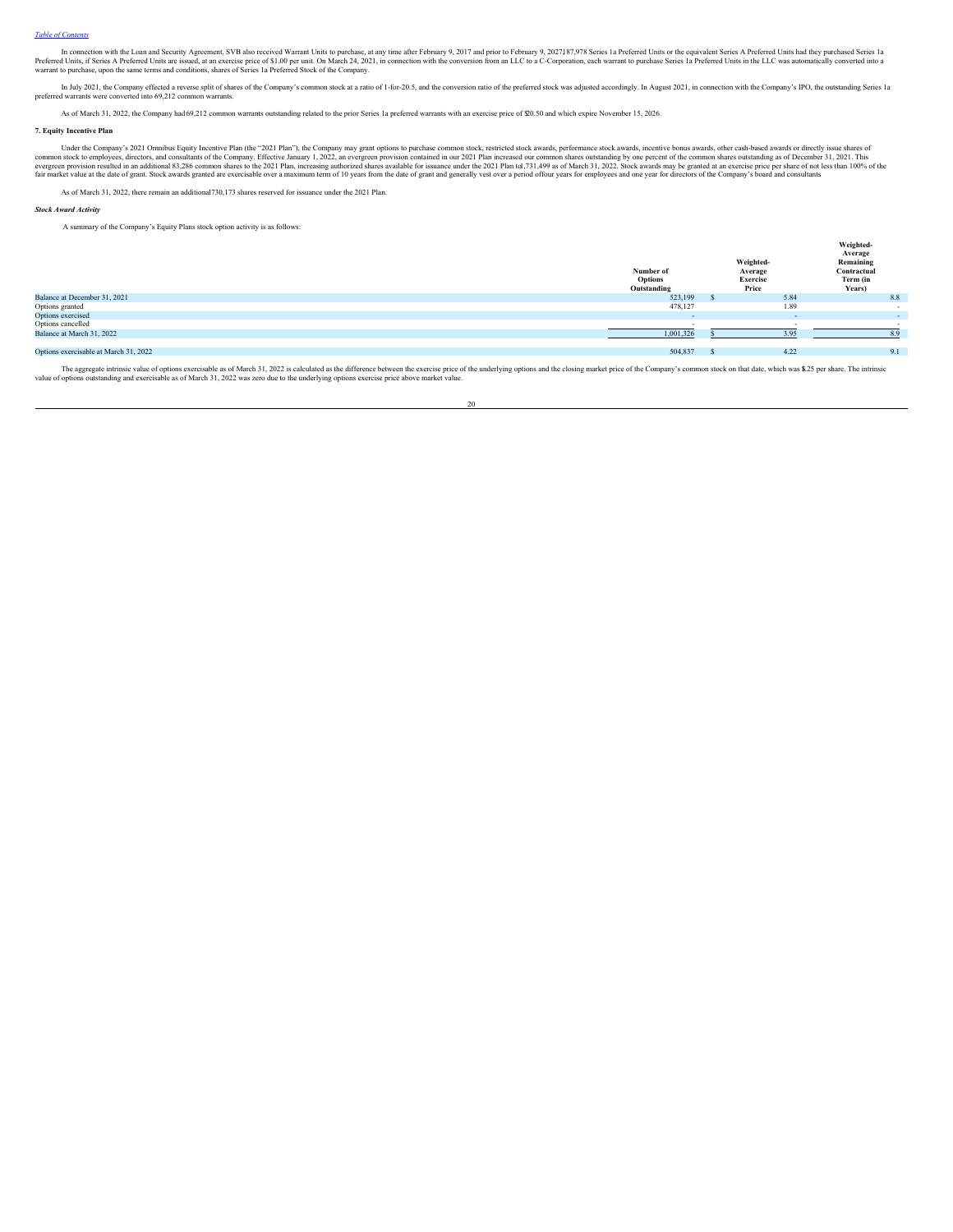In connection with the Loan and Security Agreement, SVB also received Warrant Units to purchase, at any time after February 9, 2017 and prior to February 9, 2027,187,978 Series 1a Preferred Units or the equivalent Series A Preferred Units had they purchased Series 1a Preferred Units, if Series A Preferred Units are issued, at an exercise price of $1.00 per unit. On March 24, 2021, in connection with the conversion from an LLC to a C-Corporation, each warrant to purchase Series 1a Preferred Units in the LLC was automatically converted into a warrant to purchase, upon the same terms and conditions, shares of Series 1a Preferred Stock of the Company.

In July 2021, the Company effected a reverse split of shares of the Company's common stock at a ratio of 1-for-20.5, and the conversion ratio of the preferred stock was adjusted accordingly. In August 2021, in connection with the Company's IPO, the outstanding Series 1a preferred warrants were converted into 69,212 common warrants.

As of March 31, 2022, the Company had 69,212 common warrants outstanding related to the prior Series 1a preferred warrants with an exercise price of $20.50 and which expire November 15, 2026.

**7. Equity Incentive Plan**

Under the Company's 2021 Omnibus Equity Incentive Plan (the "2021 Plan"), the Company may grant options to purchase common stock, restricted stock awards, performance stock awards, incentive bonus awards, other cash-based awards or directly issue shares of common stock to employees, directors, and consultants of the Company. Effective January 1, 2022, an evergreen provision contained in our 2021 Plan increased our common shares outstanding by one percent of the common shares outstanding as of December 31, 2021. This evergreen provision resulted in an additional 83,286 common shares to the 2021 Plan, increasing authorized shares available for issuance under the 2021 Plan to 1,731,499 as of March 31, 2022. Stock awards may be granted at an exercise price per share of not less than 100% of the fair market value at the date of grant. Stock awards granted are exercisable over a maximum term of 10 years from the date of grant and generally vest over a period of four years for employees and one year for directors of the Company's board and consultants

As of March 31, 2022, there remain an additional 730,173 shares reserved for issuance under the 2021 Plan.

***Stock Award Activity***

A summary of the Company's Equity Plans stock option activity is as follows:

| | Number of Options Outstanding | Weighted-Average Exercise Price | Weighted-Average Remaining Contractual Term (in Years) |
|---|---|---|---|
| Balance at December 31, 2021 | 523,199 | $ 5.84 | 8.8 |
| Options granted | 478,127 | 1.89 | - |
| Options exercised | - | - | - |
| Options cancelled | - | - | - |
| Balance at March 31, 2022 | 1,001,326 | $ 3.95 | 8.9 |
| | | | |
| Options exercisable at March 31, 2022 | 504,837 | $ 4.22 | 9.1 |

The aggregate intrinsic value of options exercisable as of March 31, 2022 is calculated as the difference between the exercise price of the underlying options and the closing market price of the Company's common stock on that date, which was $1.25 per share. The intrinsic value of options outstanding and exercisable as of March 31, 2022 was zero due to the underlying options exercise price above market value.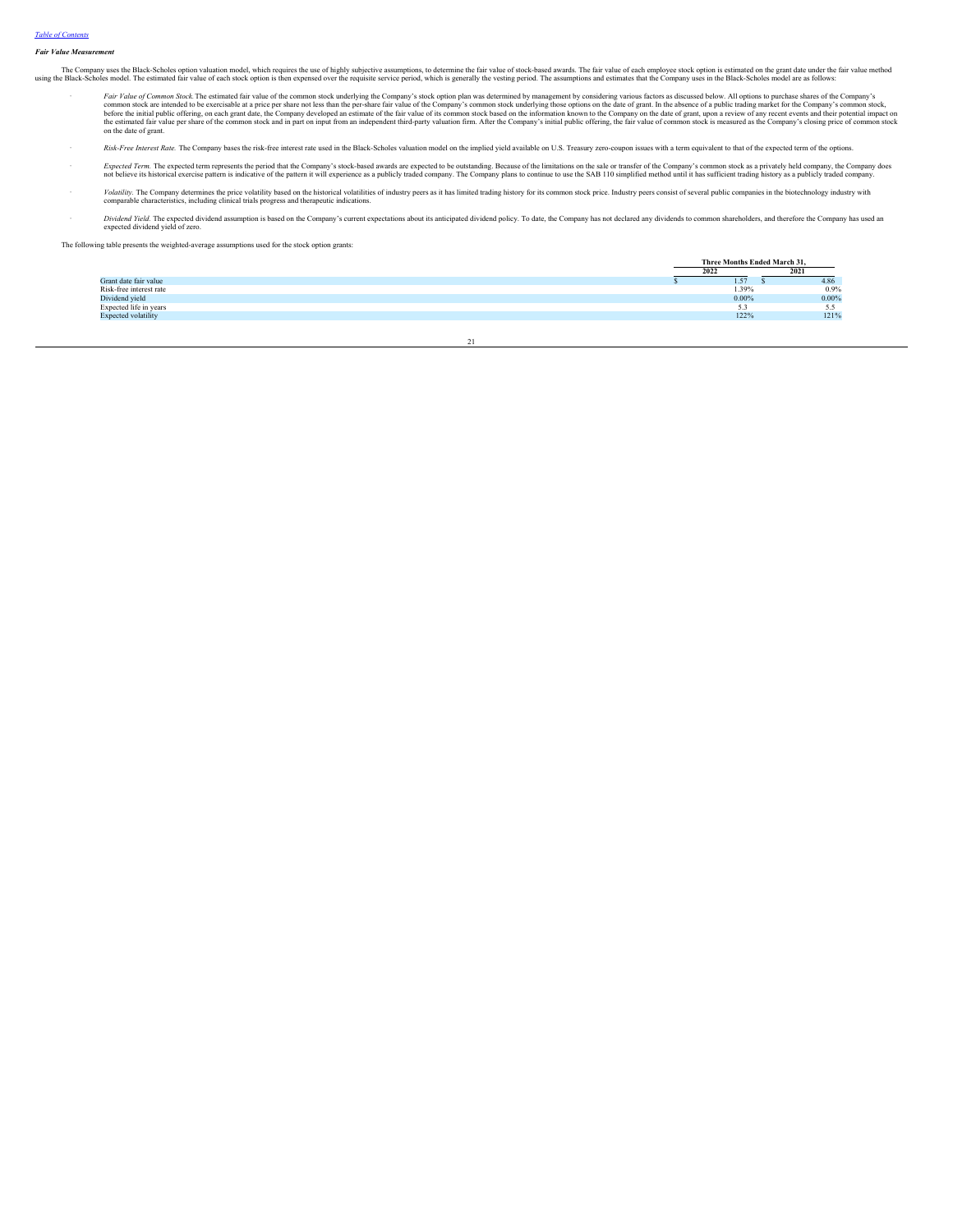[Table of Contents](#)

***Fair Value Measurement***

The Company uses the Black-Scholes option valuation model, which requires the use of highly subjective assumptions, to determine the fair value of stock-based awards. The fair value of each employee stock option is estimated on the grant date under the fair value method using the Black-Scholes model. The estimated fair value of each stock option is then expensed over the requisite service period, which is generally the vesting period. The assumptions and estimates that the Company uses in the Black-Scholes model are as follows:

- *Fair Value of Common Stock.* The estimated fair value of the common stock underlying the Company's stock option plan was determined by management by considering various factors as discussed below. All options to purchase shares of the Company's common stock are intended to be exercisable at a price per share not less than the per-share fair value of the Company's common stock underlying those options on the date of grant. In the absence of a public trading market for the Company's common stock, before the initial public offering, on each grant date, the Company developed an estimate of the fair value of its common stock based on the information known to the Company on the date of grant, upon a review of any recent events and their potential impact on the estimated fair value per share of the common stock and in part on input from an independent third-party valuation firm. After the Company's initial public offering, the fair value of common stock is measured as the Company's closing price of common stock on the date of grant.

- *Risk-Free Interest Rate.* The Company bases the risk-free interest rate used in the Black-Scholes valuation model on the implied yield available on U.S. Treasury zero-coupon issues with a term equivalent to that of the expected term of the options.

- *Expected Term.* The expected term represents the period that the Company's stock-based awards are expected to be outstanding. Because of the limitations on the sale or transfer of the Company's common stock as a privately held company, the Company does not believe its historical exercise pattern is indicative of the pattern it will experience as a publicly traded company. The Company plans to continue to use the SAB 110 simplified method until it has sufficient trading history as a publicly traded company.

- *Volatility.* The Company determines the price volatility based on the historical volatilities of industry peers as it has limited trading history for its common stock price. Industry peers consist of several public companies in the biotechnology industry with comparable characteristics, including clinical trials progress and therapeutic indications.

- *Dividend Yield.* The expected dividend assumption is based on the Company's current expectations about its anticipated dividend policy. To date, the Company has not declared any dividends to common shareholders, and therefore the Company has used an expected dividend yield of zero.

The following table presents the weighted-average assumptions used for the stock option grants:

| | Three Months Ended March 31, | |
|---|---|---|
| | 2022 | 2021 |
| Grant date fair value | $ 1.57 | $ 4.86 |
| Risk-free interest rate | 1.39% | 0.9% |
| Dividend yield | 0.00% | 0.00% |
| Expected life in years | 5.3 | 5.5 |
| Expected volatility | 122% | 121% |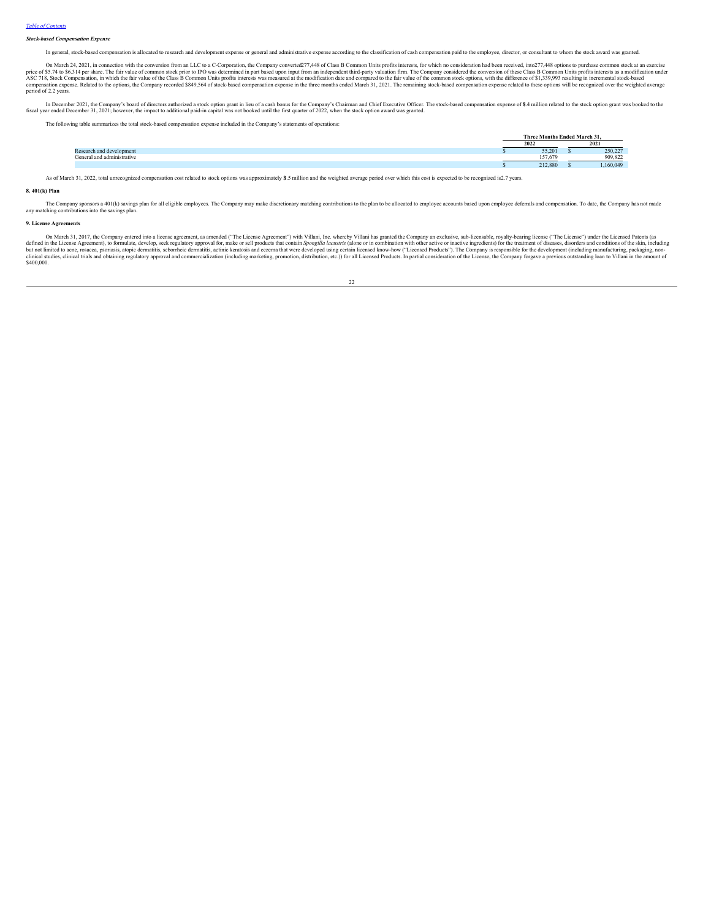*Stock-based Compensation Expense*

In general, stock-based compensation is allocated to research and development expense or general and administrative expense according to the classification of cash compensation paid to the employee, director, or consultant to whom the stock award was granted.

On March 24, 2021, in connection with the conversion from an LLC to a C-Corporation, the Company converted 277,448 of Class B Common Units profits interests, for which no consideration had been received, into 277,448 options to purchase common stock at an exercise price of $5.74 to $6.314 per share. The fair value of common stock prior to IPO was determined in part based upon input from an independent third-party valuation firm. The Company considered the conversion of these Class B Common Units profits interests as a modification under ASC 718, Stock Compensation, in which the fair value of the Class B Common Units profits interests was measured at the modification date and compared to the fair value of the common stock options, with the difference of $1,339,993 resulting in incremental stock-based compensation expense. Related to the options, the Company recorded $849,564 of stock-based compensation expense in the three months ended March 31, 2021. The remaining stock-based compensation expense related to these options will be recognized over the weighted average period of 2.2 years.

In December 2021, the Company's board of directors authorized a stock option grant in lieu of a cash bonus for the Company's Chairman and Chief Executive Officer. The stock-based compensation expense of $0.4 million related to the stock option grant was booked to the fiscal year ended December 31, 2021; however, the impact to additional paid-in capital was not booked until the first quarter of 2022, when the stock option award was granted.

The following table summarizes the total stock-based compensation expense included in the Company's statements of operations:

| | Three Months Ended March 31, | |
|---|---|---|
| | 2022 | 2021 |
| Research and development | $ 55,201 | $ 250,227 |
| General and administrative | 157,679 | 909,822 |
| | $ 212,880 | $ 1,160,049 |

As of March 31, 2022, total unrecognized compensation cost related to stock options was approximately $1.5 million and the weighted average period over which this cost is expected to be recognized is 2.7 years.

**8. 401(k) Plan**

The Company sponsors a 401(k) savings plan for all eligible employees. The Company may make discretionary matching contributions to the plan to be allocated to employee accounts based upon employee deferrals and compensation. To date, the Company has not made any matching contributions into the savings plan.

**9. License Agreements**

On March 31, 2017, the Company entered into a license agreement, as amended ("The License Agreement") with Villani, Inc. whereby Villani has granted the Company an exclusive, sub-licensable, royalty-bearing license ("The License") under the Licensed Patents (as defined in the License Agreement), to formulate, develop, seek regulatory approval for, make or sell products that contain *Spongilla lacustris* (alone or in combination with other active or inactive ingredients) for the treatment of diseases, disorders and conditions of the skin, including but not limited to acne, rosacea, psoriasis, atopic dermatitis, seborrheic dermatitis, actinic keratosis and eczema that were developed using certain licensed know-how ("Licensed Products"). The Company is responsible for the development (including manufacturing, packaging, non-clinical studies, clinical trials and obtaining regulatory approval and commercialization (including marketing, promotion, distribution, etc.)) for all Licensed Products. In partial consideration of the License, the Company forgave a previous outstanding loan to Villani in the amount of $400,000.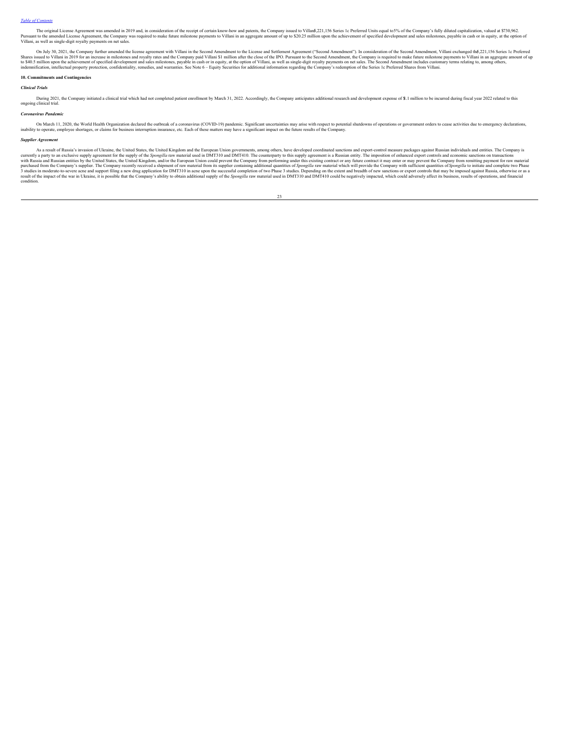The original License Agreement was amended in 2019 and, in consideration of the receipt of certain know-how and patents, the Company issued to Villani 5,221,156 Series 1c Preferred Units equal to 5% of the Company's fully diluted capitalization, valued at $730,962. Pursuant to the amended License Agreement, the Company was required to make future milestone payments to Villani in an aggregate amount of up to $20.25 million upon the achievement of specified development and sales milestones, payable in cash or in equity, at the option of Villani, as well as single-digit royalty payments on net sales.

On July 30, 2021, the Company further amended the license agreement with Villani in the Second Amendment to the License and Settlement Agreement ("Second Amendment"). In consideration of the Second Amendment, Villani exchanged the 5,221,156 Series 1c Preferred Shares issued to Villani in 2019 for an increase in milestones and royalty rates and the Company paid Villani $1 million after the close of the IPO. Pursuant to the Second Amendment, the Company is required to make future milestone payments to Villani in an aggregate amount of up to $40.5 million upon the achievement of specified development and sales milestones, payable in cash or in equity, at the option of Villani, as well as single-digit royalty payments on net sales. The Second Amendment includes customary terms relating to, among others, indemnification, intellectual property protection, confidentiality, remedies, and warranties. See Note 6 – Equity Securities for additional information regarding the Company's redemption of the Series 1c Preferred Shares from Villani.

**10. Commitments and Contingencies**

***Clinical Trials***

During 2021, the Company initiated a clinical trial which had not completed patient enrollment by March 31, 2022. Accordingly, the Company anticipates additional research and development expense of $1.1 million to be incurred during fiscal year 2022 related to this ongoing clinical trial.

***Coronavirus Pandemic***

On March 11, 2020, the World Health Organization declared the outbreak of a coronavirus (COVID-19) pandemic. Significant uncertainties may arise with respect to potential shutdowns of operations or government orders to cease activities due to emergency declarations, inability to operate, employee shortages, or claims for business interruption insurance, etc. Each of these matters may have a significant impact on the future results of the Company.

***Supplier Agreement***

As a result of Russia's invasion of Ukraine, the United States, the United Kingdom and the European Union governments, among others, have developed coordinated sanctions and export-control measure packages against Russian individuals and entities. The Company is currently a party to an exclusive supply agreement for the supply of the *Spongilla* raw material used in DMT310 and DMT410. The counterparty to this supply agreement is a Russian entity. The imposition of enhanced export controls and economic sanctions on transactions with Russia and Russian entities by the United States, the United Kingdom, and/or the European Union could prevent the Company from performing under this existing contract or any future contract it may enter or may prevent the Company from remitting payment for raw material purchased from the Company's supplier. The Company recently received a shipment of raw material from its supplier containing additional quantities of *Spongilla* raw material which will provide the Company with sufficient quantities of *Spongilla* to initiate and complete two Phase 3 studies in moderate-to-severe acne and support filing a new drug application for DMT310 in acne upon the successful completion of two Phase 3 studies. Depending on the extent and breadth of new sanctions or export controls that may be imposed against Russia, otherwise or as a result of the impact of the war in Ukraine, it is possible that the Company's ability to obtain additional supply of the *Spongilla* raw material used in DMT310 and DMT410 could be negatively impacted, which could adversely affect its business, results of operations, and financial condition.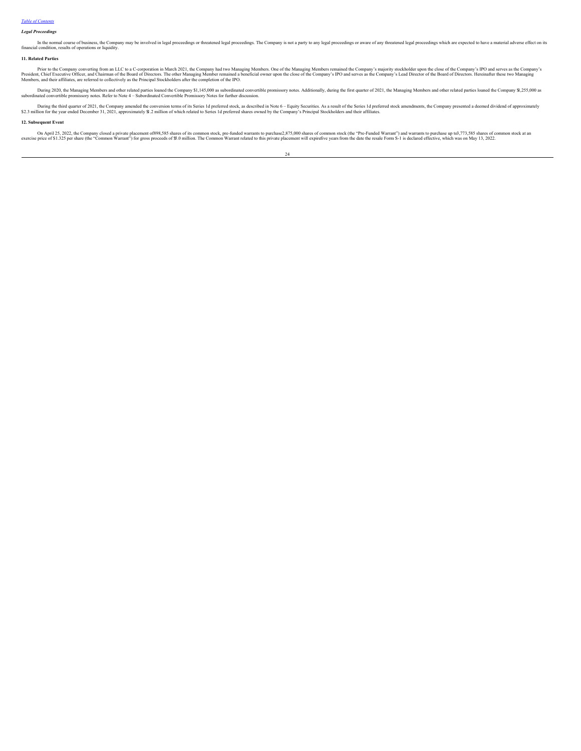### *Legal Proceedings*

In the normal course of business, the Company may be involved in legal proceedings or threatened legal proceedings. The Company is not a party to any legal proceedings or aware of any threatened legal proceedings which are expected to have a material adverse effect on its financial condition, results of operations or liquidity.

### 11. Related Parties

Prior to the Company converting from an LLC to a C-corporation in March 2021, the Company had two Managing Members. One of the Managing Members remained the Company's majority stockholder upon the close of the Company's IPO and serves as the Company's President, Chief Executive Officer, and Chairman of the Board of Directors. The other Managing Member remained a beneficial owner upon the close of the Company's IPO and serves as the Company's Lead Director of the Board of Directors. Hereinafter these two Managing Members, and their affiliates, are referred to collectively as the Principal Stockholders after the completion of the IPO.

During 2020, the Managing Members and other related parties loaned the Company $1,145,000 as subordinated convertible promissory notes. Additionally, during the first quarter of 2021, the Managing Members and other related parties loaned the Company $1,255,000 as subordinated convertible promissory notes. Refer to Note 4 – Subordinated Convertible Promissory Notes for further discussion.

During the third quarter of 2021, the Company amended the conversion terms of its Series 1d preferred stock, as described in Note 6 – Equity Securities. As a result of the Series 1d preferred stock amendments, the Company presented a deemed dividend of approximately $2.3 million for the year ended December 31, 2021, approximately $1.2 million of which related to Series 1d preferred shares owned by the Company's Principal Stockholders and their affiliates.

### 12. Subsequent Event

On April 25, 2022, the Company closed a private placement of 898,585 shares of its common stock, pre-funded warrants to purchase 2,875,000 shares of common stock (the "Pre-Funded Warrant") and warrants to purchase up to 3,773,585 shares of common stock at an exercise price of $1.325 per share (the "Common Warrant") for gross proceeds of $5.0 million. The Common Warrant related to this private placement will expire five years from the date the resale Form S-1 is declared effective, which was on May 13, 2022.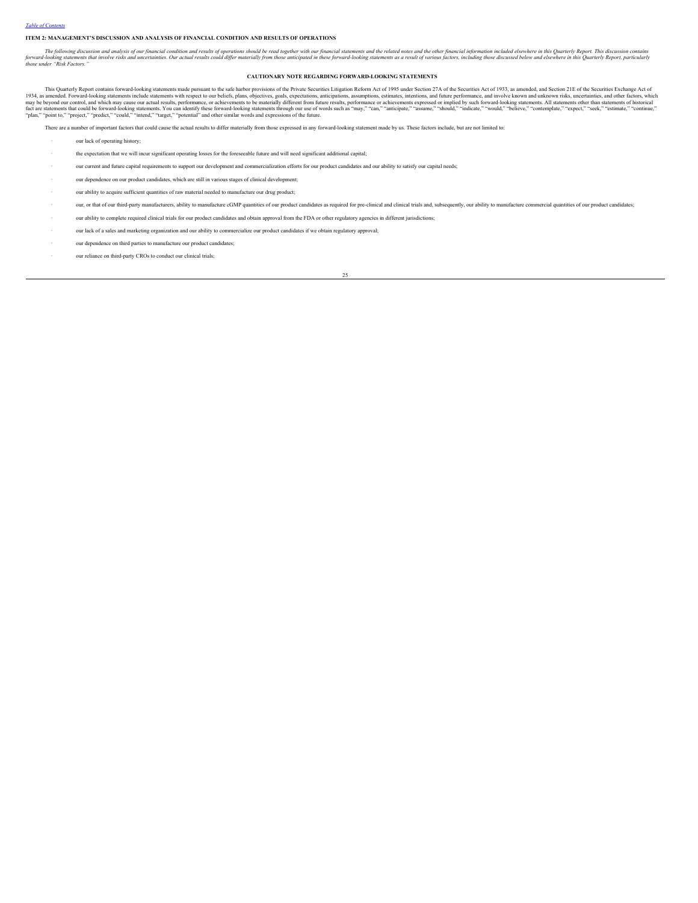[Table of Contents](#)

## ITEM 2: MANAGEMENT'S DISCUSSION AND ANALYSIS OF FINANCIAL CONDITION AND RESULTS OF OPERATIONS

*The following discussion and analysis of our financial condition and results of operations should be read together with our financial statements and the related notes and the other financial information included elsewhere in this Quarterly Report. This discussion contains forward-looking statements that involve risks and uncertainties. Our actual results could differ materially from those anticipated in these forward-looking statements as a result of various factors, including those discussed below and elsewhere in this Quarterly Report, particularly those under "Risk Factors."*

### CAUTIONARY NOTE REGARDING FORWARD-LOOKING STATEMENTS

This Quarterly Report contains forward-looking statements made pursuant to the safe harbor provisions of the Private Securities Litigation Reform Act of 1995 under Section 27A of the Securities Act of 1933, as amended, and Section 21E of the Securities Exchange Act of 1934, as amended. Forward-looking statements include statements with respect to our beliefs, plans, objectives, goals, expectations, anticipations, assumptions, estimates, intentions, and future performance, and involve known and unknown risks, uncertainties, and other factors, which may be beyond our control, and which may cause our actual results, performance, or achievements to be materially different from future results, performance or achievements expressed or implied by such forward-looking statements. All statements other than statements of historical fact are statements that could be forward-looking statements. You can identify these forward-looking statements through our use of words such as "may," "can," "anticipate," "assume," "should," "indicate," "would," "believe," "contemplate," "expect," "seek," "estimate," "continue," "plan," "point to," "project," "predict," "could," "intend," "target," "potential" and other similar words and expressions of the future.

There are a number of important factors that could cause the actual results to differ materially from those expressed in any forward-looking statement made by us. These factors include, but are not limited to:

- our lack of operating history;
- the expectation that we will incur significant operating losses for the foreseeable future and will need significant additional capital;
- our current and future capital requirements to support our development and commercialization efforts for our product candidates and our ability to satisfy our capital needs;
- our dependence on our product candidates, which are still in various stages of clinical development;
- our ability to acquire sufficient quantities of raw material needed to manufacture our drug product;
- our, or that of our third-party manufacturers, ability to manufacture cGMP quantities of our product candidates as required for pre-clinical and clinical trials and, subsequently, our ability to manufacture commercial quantities of our product candidates;
- our ability to complete required clinical trials for our product candidates and obtain approval from the FDA or other regulatory agencies in different jurisdictions;
- our lack of a sales and marketing organization and our ability to commercialize our product candidates if we obtain regulatory approval;
- our dependence on third parties to manufacture our product candidates;
- our reliance on third-party CROs to conduct our clinical trials;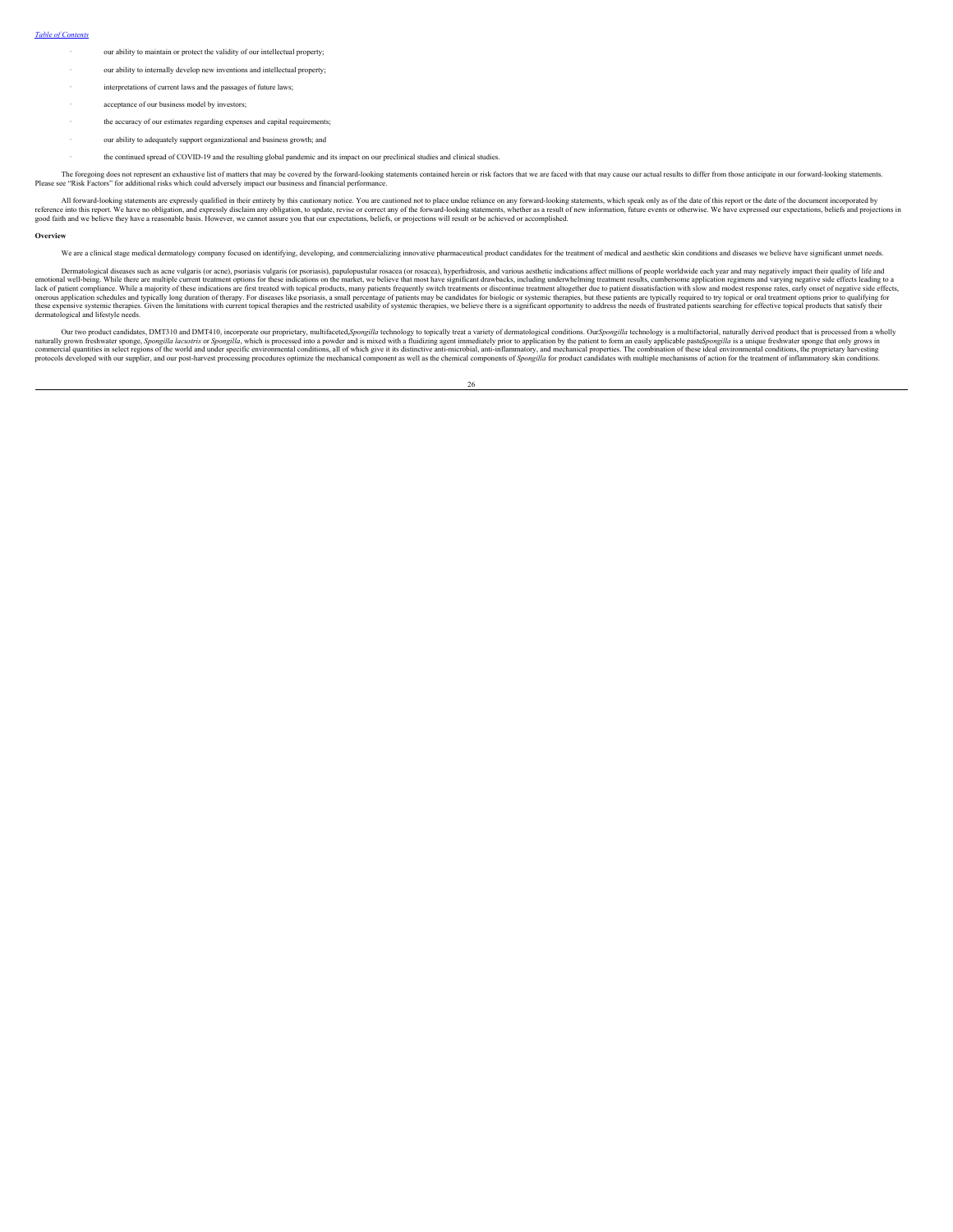- our ability to maintain or protect the validity of our intellectual property;
- our ability to internally develop new inventions and intellectual property;
- interpretations of current laws and the passages of future laws;
- acceptance of our business model by investors;
- the accuracy of our estimates regarding expenses and capital requirements;
- our ability to adequately support organizational and business growth; and
- the continued spread of COVID-19 and the resulting global pandemic and its impact on our preclinical studies and clinical studies.

The foregoing does not represent an exhaustive list of matters that may be covered by the forward-looking statements contained herein or risk factors that we are faced with that may cause our actual results to differ from those anticipate in our forward-looking statements. Please see "Risk Factors" for additional risks which could adversely impact our business and financial performance.

All forward-looking statements are expressly qualified in their entirety by this cautionary notice. You are cautioned not to place undue reliance on any forward-looking statements, which speak only as of the date of this report or the date of the document incorporated by reference into this report. We have no obligation, and expressly disclaim any obligation, to update, revise or correct any of the forward-looking statements, whether as a result of new information, future events or otherwise. We have expressed our expectations, beliefs and projections in good faith and we believe they have a reasonable basis. However, we cannot assure you that our expectations, beliefs, or projections will result or be achieved or accomplished.

**Overview**

We are a clinical stage medical dermatology company focused on identifying, developing, and commercializing innovative pharmaceutical product candidates for the treatment of medical and aesthetic skin conditions and diseases we believe have significant unmet needs.

Dermatological diseases such as acne vulgaris (or acne), psoriasis vulgaris (or psoriasis), papulopustular rosacea (or rosacea), hyperhidrosis, and various aesthetic indications affect millions of people worldwide each year and may negatively impact their quality of life and emotional well-being. While there are multiple current treatment options for these indications on the market, we believe that most have significant drawbacks, including underwhelming treatment results, cumbersome application regimens and varying negative side effects leading to a lack of patient compliance. While a majority of these indications are first treated with topical products, many patients frequently switch treatments or discontinue treatment altogether due to patient dissatisfaction with slow and modest response rates, early onset of negative side effects, onerous application schedules and typically long duration of therapy. For diseases like psoriasis, a small percentage of patients may be candidates for biologic or systemic therapies, but these patients are typically required to try topical or oral treatment options prior to qualifying for these expensive systemic therapies. Given the limitations with current topical therapies and the restricted usability of systemic therapies, we believe there is a significant opportunity to address the needs of frustrated patients searching for effective topical products that satisfy their dermatological and lifestyle needs.

Our two product candidates, DMT310 and DMT410, incorporate our proprietary, multifaceted, *Spongilla* technology to topically treat a variety of dermatological conditions. Our *Spongilla* technology is a multifactorial, naturally derived product that is processed from a wholly naturally grown freshwater sponge, *Spongilla lacustris* or *Spongilla*, which is processed into a powder and is mixed with a fluidizing agent immediately prior to application by the patient to form an easily applicable paste. *Spongilla* is a unique freshwater sponge that only grows in commercial quantities in select regions of the world and under specific environmental conditions, all of which give it its distinctive anti-microbial, anti-inflammatory, and mechanical properties. The combination of these ideal environmental conditions, the proprietary harvesting protocols developed with our supplier, and our post-harvest processing procedures optimize the mechanical component as well as the chemical components of *Spongilla* for product candidates with multiple mechanisms of action for the treatment of inflammatory skin conditions.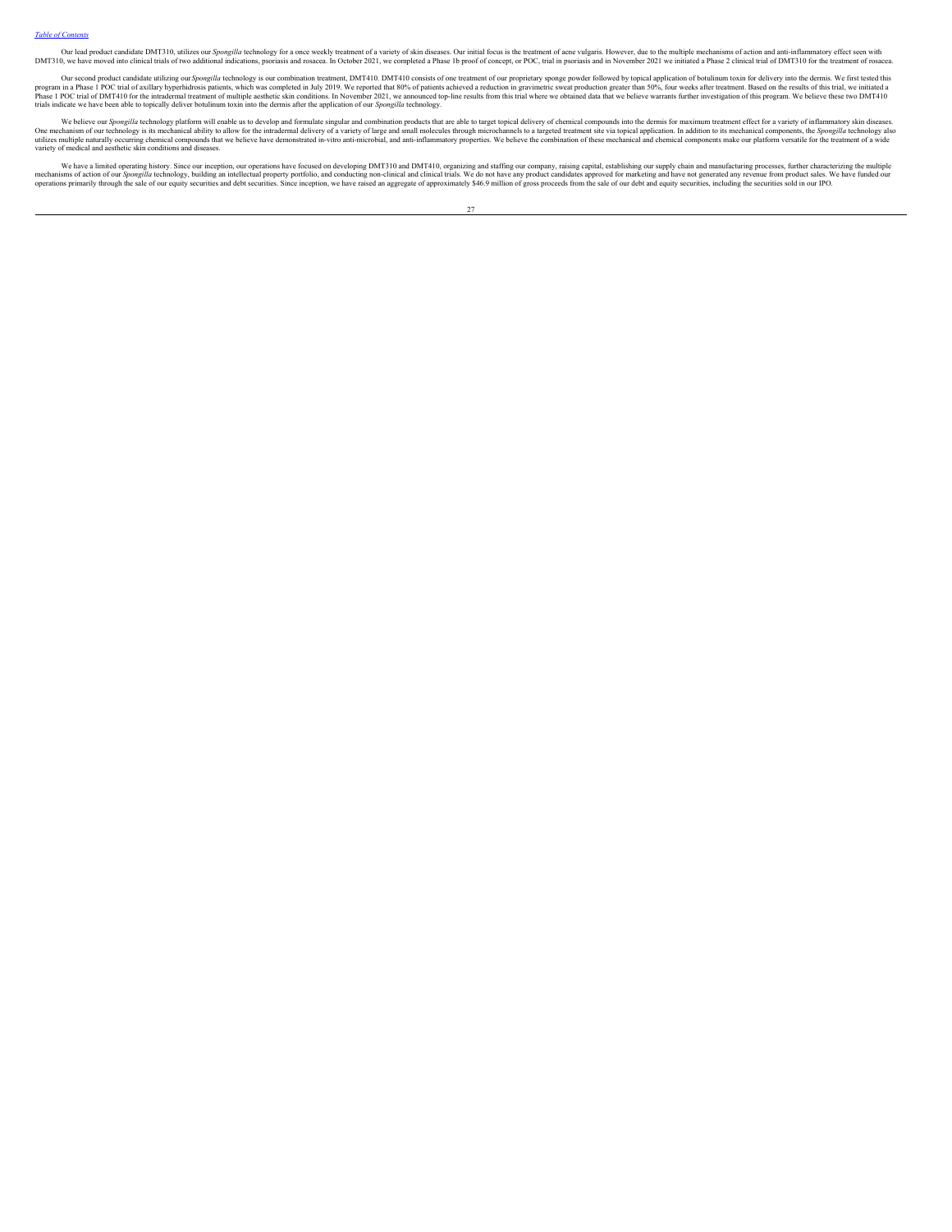Our lead product candidate DMT310, utilizes our *Spongilla* technology for a once weekly treatment of a variety of skin diseases. Our initial focus is the treatment of acne vulgaris. However, due to the multiple mechanisms of action and anti-inflammatory effect seen with DMT310, we have moved into clinical trials of two additional indications, psoriasis and rosacea. In October 2021, we completed a Phase 1b proof of concept, or POC, trial in psoriasis and in November 2021 we initiated a Phase 2 clinical trial of DMT310 for the treatment of rosacea.

Our second product candidate utilizing our *Spongilla* technology is our combination treatment, DMT410. DMT410 consists of one treatment of our proprietary sponge powder followed by topical application of botulinum toxin for delivery into the dermis. We first tested this program in a Phase 1 POC trial of axillary hyperhidrosis patients, which was completed in July 2019. We reported that 80% of patients achieved a reduction in gravimetric sweat production greater than 50%, four weeks after treatment. Based on the results of this trial, we initiated a Phase 1 POC trial of DMT410 for the intradermal treatment of multiple aesthetic skin conditions. In November 2021, we announced top-line results from this trial where we obtained data that we believe warrants further investigation of this program. We believe these two DMT410 trials indicate we have been able to topically deliver botulinum toxin into the dermis after the application of our *Spongilla* technology.

We believe our *Spongilla* technology platform will enable us to develop and formulate singular and combination products that are able to target topical delivery of chemical compounds into the dermis for maximum treatment effect for a variety of inflammatory skin diseases. One mechanism of our technology is its mechanical ability to allow for the intradermal delivery of a variety of large and small molecules through microchannels to a targeted treatment site via topical application. In addition to its mechanical components, the *Spongilla* technology also utilizes multiple naturally occurring chemical compounds that we believe have demonstrated in-vitro anti-microbial, and anti-inflammatory properties. We believe the combination of these mechanical and chemical components make our platform versatile for the treatment of a wide variety of medical and aesthetic skin conditions and diseases.

We have a limited operating history. Since our inception, our operations have focused on developing DMT310 and DMT410, organizing and staffing our company, raising capital, establishing our supply chain and manufacturing processes, further characterizing the multiple mechanisms of action of our *Spongilla* technology, building an intellectual property portfolio, and conducting non-clinical and clinical trials. We do not have any product candidates approved for marketing and have not generated any revenue from product sales. We have funded our operations primarily through the sale of our equity securities and debt securities. Since inception, we have raised an aggregate of approximately $46.9 million of gross proceeds from the sale of our debt and equity securities, including the securities sold in our IPO.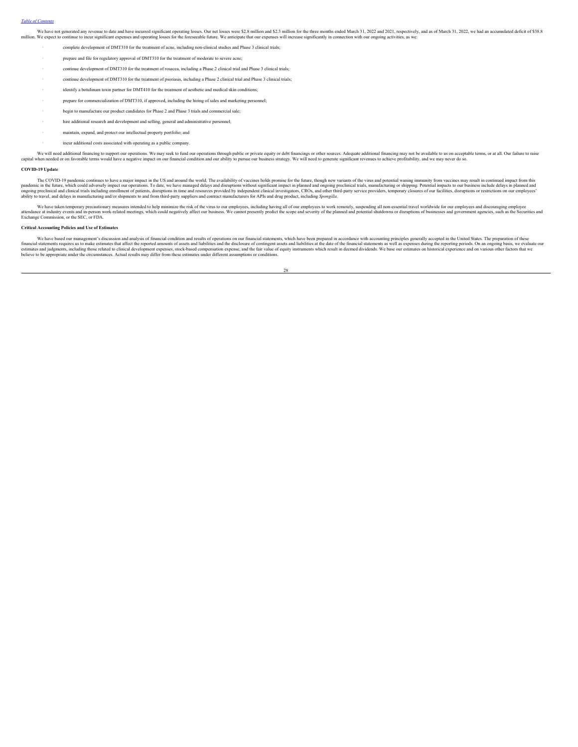We have not generated any revenue to date and have incurred significant operating losses. Our net losses were $2.8 million and $2.3 million for the three months ended March 31, 2022 and 2021, respectively, and as of March 31, 2022, we had an accumulated deficit of $38.8 million. We expect to continue to incur significant expenses and operating losses for the foreseeable future. We anticipate that our expenses will increase significantly in connection with our ongoing activities, as we:

- complete development of DMT310 for the treatment of acne, including non-clinical studies and Phase 3 clinical trials;
- prepare and file for regulatory approval of DMT310 for the treatment of moderate to severe acne;
- continue development of DMT310 for the treatment of rosacea, including a Phase 2 clinical trial and Phase 3 clinical trials;
- continue development of DMT310 for the treatment of psoriasis, including a Phase 2 clinical trial and Phase 3 clinical trials;
- identify a botulinum toxin partner for DMT410 for the treatment of aesthetic and medical skin conditions;
- prepare for commercialization of DMT310, if approved, including the hiring of sales and marketing personnel;
- begin to manufacture our product candidates for Phase 2 and Phase 3 trials and commercial sale;
- hire additional research and development and selling, general and administrative personnel;
- maintain, expand, and protect our intellectual property portfolio; and
- incur additional costs associated with operating as a public company.

We will need additional financing to support our operations. We may seek to fund our operations through public or private equity or debt financings or other sources. Adequate additional financing may not be available to us on acceptable terms, or at all. Our failure to raise capital when needed or on favorable terms would have a negative impact on our financial condition and our ability to pursue our business strategy. We will need to generate significant revenues to achieve profitability, and we may never do so.

**COVID-19 Update**

The COVID-19 pandemic continues to have a major impact in the US and around the world. The availability of vaccines holds promise for the future, though new variants of the virus and potential waning immunity from vaccines may result in continued impact from this pandemic in the future, which could adversely impact our operations. To date, we have managed delays and disruptions without significant impact in planned and ongoing preclinical trials, manufacturing or shipping. Potential impacts to our business include delays in planned and ongoing preclinical and clinical trials including enrollment of patients, disruptions in time and resources provided by independent clinical investigators, CROs, and other third-party service providers, temporary closures of our facilities, disruptions or restrictions on our employees' ability to travel, and delays in manufacturing and/or shipments to and from third-party suppliers and contract manufacturers for APIs and drug product, including *Spongilla*.

We have taken temporary precautionary measures intended to help minimize the risk of the virus to our employees, including having all of our employees to work remotely, suspending all non-essential travel worldwide for our employees and discouraging employee attendance at industry events and in-person work-related meetings, which could negatively affect our business. We cannot presently predict the scope and severity of the planned and potential shutdowns or disruptions of businesses and government agencies, such as the Securities and Exchange Commission, or the SEC, or FDA.

**Critical Accounting Policies and Use of Estimates**

We have based our management's discussion and analysis of financial condition and results of operations on our financial statements, which have been prepared in accordance with accounting principles generally accepted in the United States. The preparation of these financial statements requires us to make estimates that affect the reported amounts of assets and liabilities and the disclosure of contingent assets and liabilities at the date of the financial statements as well as expenses during the reporting periods. On an ongoing basis, we evaluate our estimates and judgments, including those related to clinical development expenses, stock-based compensation expense, and the fair value of equity instruments which result in deemed dividends. We base our estimates on historical experience and on various other factors that we believe to be appropriate under the circumstances. Actual results may differ from these estimates under different assumptions or conditions.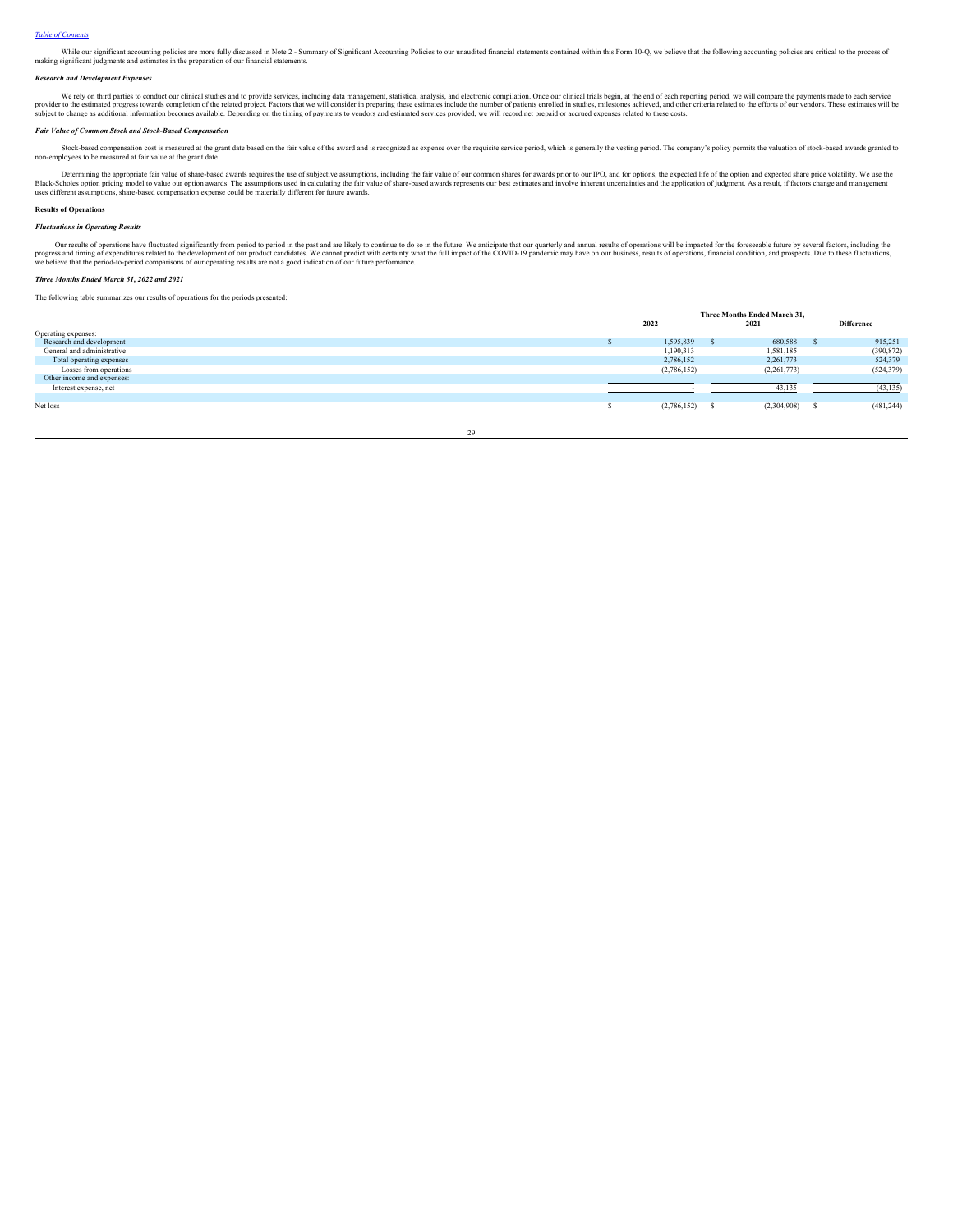While our significant accounting policies are more fully discussed in Note 2 - Summary of Significant Accounting Policies to our unaudited financial statements contained within this Form 10-Q, we believe that the following accounting policies are critical to the process of making significant judgments and estimates in the preparation of our financial statements.

***Research and Development Expenses***

We rely on third parties to conduct our clinical studies and to provide services, including data management, statistical analysis, and electronic compilation. Once our clinical trials begin, at the end of each reporting period, we will compare the payments made to each service provider to the estimated progress towards completion of the related project. Factors that we will consider in preparing these estimates include the number of patients enrolled in studies, milestones achieved, and other criteria related to the efforts of our vendors. These estimates will be subject to change as additional information becomes available. Depending on the timing of payments to vendors and estimated services provided, we will record net prepaid or accrued expenses related to these costs.

***Fair Value of Common Stock and Stock-Based Compensation***

Stock-based compensation cost is measured at the grant date based on the fair value of the award and is recognized as expense over the requisite service period, which is generally the vesting period. The company's policy permits the valuation of stock-based awards granted to non-employees to be measured at fair value at the grant date.

Determining the appropriate fair value of share-based awards requires the use of subjective assumptions, including the fair value of our common shares for awards prior to our IPO, and for options, the expected life of the option and expected share price volatility. We use the Black-Scholes option pricing model to value our option awards. The assumptions used in calculating the fair value of share-based awards represents our best estimates and involve inherent uncertainties and the application of judgment. As a result, if factors change and management uses different assumptions, share-based compensation expense could be materially different for future awards.

**Results of Operations**

***Fluctuations in Operating Results***

Our results of operations have fluctuated significantly from period to period in the past and are likely to continue to do so in the future. We anticipate that our quarterly and annual results of operations will be impacted for the foreseeable future by several factors, including the progress and timing of expenditures related to the development of our product candidates. We cannot predict with certainty what the full impact of the COVID-19 pandemic may have on our business, results of operations, financial condition, and prospects. Due to these fluctuations, we believe that the period-to-period comparisons of our operating results are not a good indication of our future performance.

***Three Months Ended March 31, 2022 and 2021***

The following table summarizes our results of operations for the periods presented:

| | Three Months Ended March 31, | | |
|---|---|---|---|
| | 2022 | 2021 | Difference |
| Operating expenses: | | | |
| Research and development | $ 1,595,839 | $ 680,588 | $ 915,251 |
| General and administrative | 1,190,313 | 1,581,185 | (390,872) |
| Total operating expenses | 2,786,152 | 2,261,773 | 524,379 |
| Losses from operations | (2,786,152) | (2,261,773) | (524,379) |
| Other income and expenses: | | | |
| Interest expense, net | - | 43,135 | (43,135) |
| Net loss | $ (2,786,152) | $ (2,304,908) | $ (481,244) |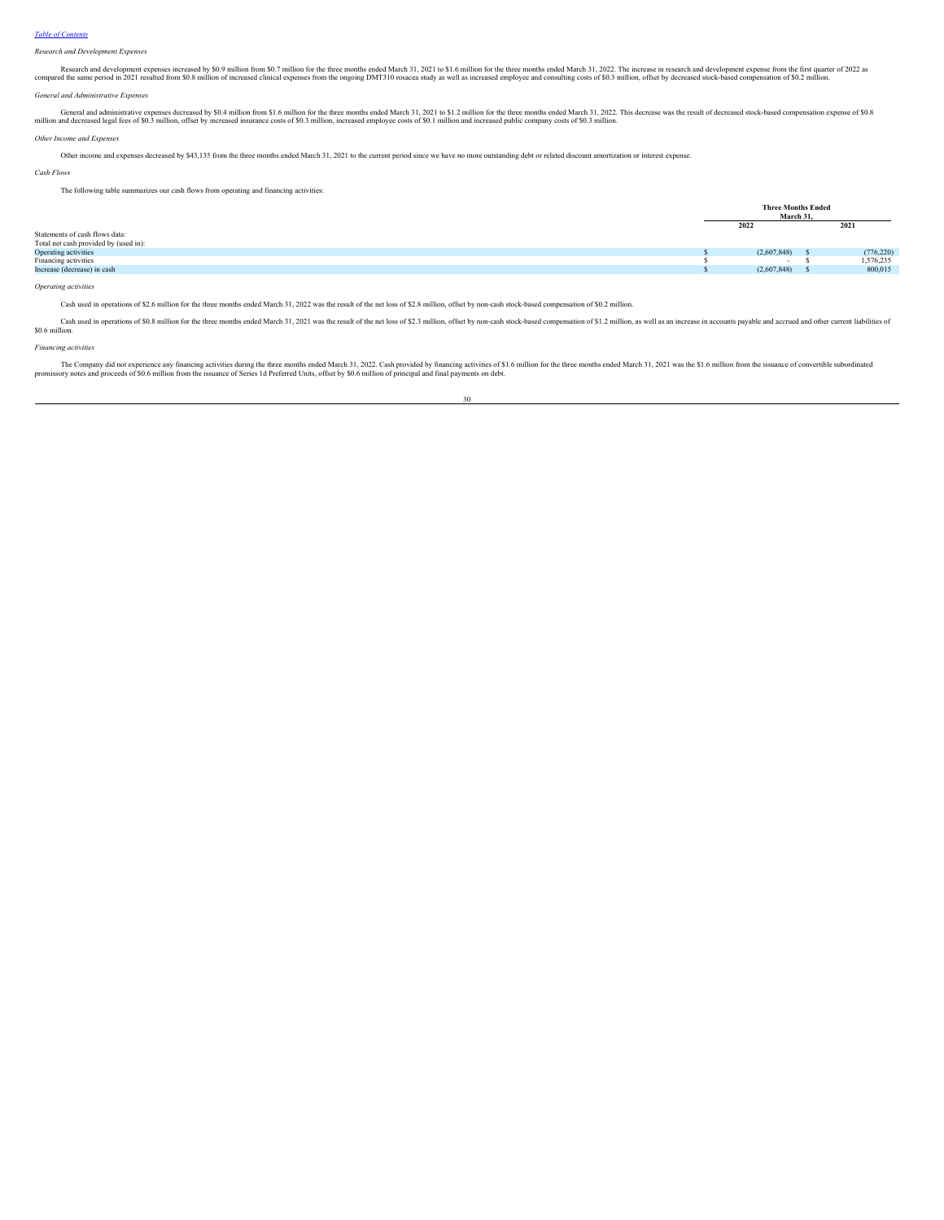*Research and Development Expenses*

Research and development expenses increased by $0.9 million from $0.7 million for the three months ended March 31, 2021 to $1.6 million for the three months ended March 31, 2022. The increase in research and development expense from the first quarter of 2022 as compared the same period in 2021 resulted from $0.8 million of increased clinical expenses from the ongoing DMT310 rosacea study as well as increased employee and consulting costs of $0.3 million, offset by decreased stock-based compensation of $0.2 million.

*General and Administrative Expenses*

General and administrative expenses decreased by $0.4 million from $1.6 million for the three months ended March 31, 2021 to $1.2 million for the three months ended March 31, 2022. This decrease was the result of decreased stock-based compensation expense of $0.8 million and decreased legal fees of $0.3 million, offset by increased insurance costs of $0.3 million, increased employee costs of $0.1 million and increased public company costs of $0.3 million.

*Other Income and Expenses*

Other income and expenses decreased by $43,135 from the three months ended March 31, 2021 to the current period since we have no more outstanding debt or related discount amortization or interest expense.

*Cash Flows*

The following table summarizes our cash flows from operating and financing activities:

| | Three Months Ended March 31, | |
|---|---|---|
| | 2022 | 2021 |
| Statements of cash flows data: | | |
| Total net cash provided by (used in): | | |
| Operating activities | $ (2,607,848) | $ (776,220) |
| Financing activities | $ - | $ 1,576,235 |
| Increase (decrease) in cash | $ (2,607,848) | $ 800,015 |

*Operating activities*

Cash used in operations of $2.6 million for the three months ended March 31, 2022 was the result of the net loss of $2.8 million, offset by non-cash stock-based compensation of $0.2 million.

Cash used in operations of $0.8 million for the three months ended March 31, 2021 was the result of the net loss of $2.3 million, offset by non-cash stock-based compensation of $1.2 million, as well as an increase in accounts payable and accrued and other current liabilities of $0.6 million.

*Financing activities*

The Company did not experience any financing activities during the three months ended March 31, 2022. Cash provided by financing activities of $1.6 million for the three months ended March 31, 2021 was the $1.6 million from the issuance of convertible subordinated promissory notes and proceeds of $0.6 million from the issuance of Series 1d Preferred Units, offset by $0.6 million of principal and final payments on debt.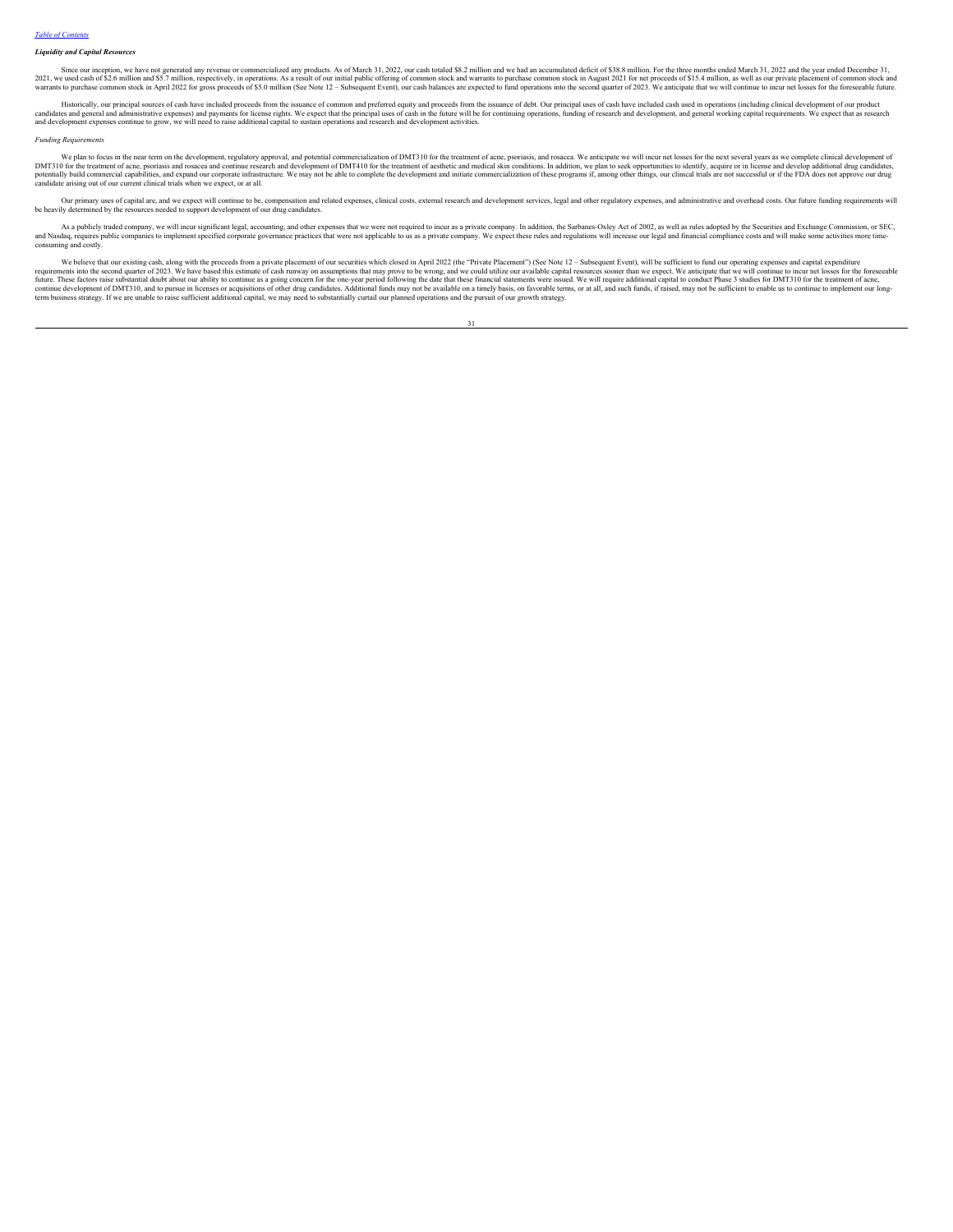[Table of Contents](#)

***Liquidity and Capital Resources***

Since our inception, we have not generated any revenue or commercialized any products. As of March 31, 2022, our cash totaled $8.2 million and we had an accumulated deficit of $38.8 million. For the three months ended March 31, 2022 and the year ended December 31, 2021, we used cash of $2.6 million and $5.7 million, respectively, in operations. As a result of our initial public offering of common stock and warrants to purchase common stock in August 2021 for net proceeds of $15.4 million, as well as our private placement of common stock and warrants to purchase common stock in April 2022 for gross proceeds of $5.0 million (See Note 12 – Subsequent Event), our cash balances are expected to fund operations into the second quarter of 2023. We anticipate that we will continue to incur net losses for the foreseeable future.

Historically, our principal sources of cash have included proceeds from the issuance of common and preferred equity and proceeds from the issuance of debt. Our principal uses of cash have included cash used in operations (including clinical development of our product candidates and general and administrative expenses) and payments for license rights. We expect that the principal uses of cash in the future will be for continuing operations, funding of research and development, and general working capital requirements. We expect that as research and development expenses continue to grow, we will need to raise additional capital to sustain operations and research and development activities.

*Funding Requirements*

We plan to focus in the near term on the development, regulatory approval, and potential commercialization of DMT310 for the treatment of acne, psoriasis, and rosacea. We anticipate we will incur net losses for the next several years as we complete clinical development of DMT310 for the treatment of acne, psoriasis and rosacea and continue research and development of DMT410 for the treatment of aesthetic and medical skin conditions. In addition, we plan to seek opportunities to identify, acquire or in license and develop additional drug candidates, potentially build commercial capabilities, and expand our corporate infrastructure. We may not be able to complete the development and initiate commercialization of these programs if, among other things, our clinical trials are not successful or if the FDA does not approve our drug candidate arising out of our current clinical trials when we expect, or at all.

Our primary uses of capital are, and we expect will continue to be, compensation and related expenses, clinical costs, external research and development services, legal and other regulatory expenses, and administrative and overhead costs. Our future funding requirements will be heavily determined by the resources needed to support development of our drug candidates.

As a publicly traded company, we will incur significant legal, accounting, and other expenses that we were not required to incur as a private company. In addition, the Sarbanes-Oxley Act of 2002, as well as rules adopted by the Securities and Exchange Commission, or SEC, and Nasdaq, requires public companies to implement specified corporate governance practices that were not applicable to us as a private company. We expect these rules and regulations will increase our legal and financial compliance costs and will make some activities more time-consuming and costly.

We believe that our existing cash, along with the proceeds from a private placement of our securities which closed in April 2022 (the "Private Placement") (See Note 12 – Subsequent Event), will be sufficient to fund our operating expenses and capital expenditure requirements into the second quarter of 2023. We have based this estimate of cash runway on assumptions that may prove to be wrong, and we could utilize our available capital resources sooner than we expect. We anticipate that we will continue to incur net losses for the foreseeable future. These factors raise substantial doubt about our ability to continue as a going concern for the one-year period following the date that these financial statements were issued. We will require additional capital to conduct Phase 3 studies for DMT310 for the treatment of acne, continue development of DMT310, and to pursue in licenses or acquisitions of other drug candidates. Additional funds may not be available on a timely basis, on favorable terms, or at all, and such funds, if raised, may not be sufficient to enable us to continue to implement our long-term business strategy. If we are unable to raise sufficient additional capital, we may need to substantially curtail our planned operations and the pursuit of our growth strategy.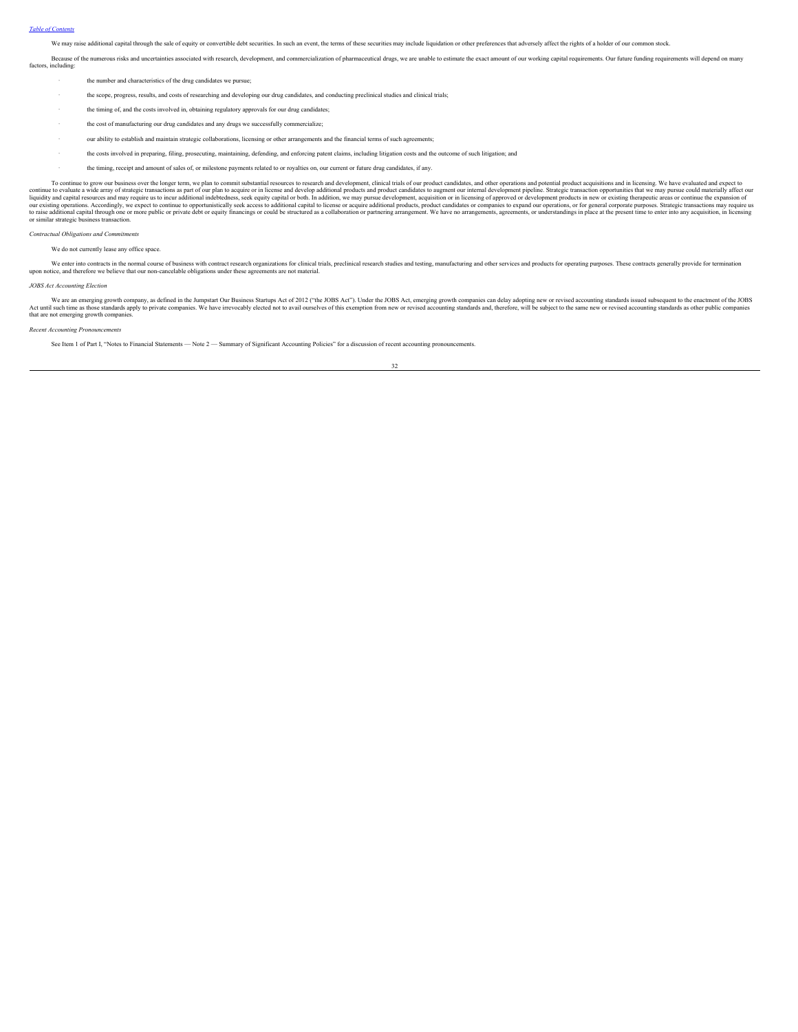We may raise additional capital through the sale of equity or convertible debt securities. In such an event, the terms of these securities may include liquidation or other preferences that adversely affect the rights of a holder of our common stock.

Because of the numerous risks and uncertainties associated with research, development, and commercialization of pharmaceutical drugs, we are unable to estimate the exact amount of our working capital requirements. Our future funding requirements will depend on many factors, including:

- the number and characteristics of the drug candidates we pursue;
- the scope, progress, results, and costs of researching and developing our drug candidates, and conducting preclinical studies and clinical trials;
- the timing of, and the costs involved in, obtaining regulatory approvals for our drug candidates;
- the cost of manufacturing our drug candidates and any drugs we successfully commercialize;
- our ability to establish and maintain strategic collaborations, licensing or other arrangements and the financial terms of such agreements;
- the costs involved in preparing, filing, prosecuting, maintaining, defending, and enforcing patent claims, including litigation costs and the outcome of such litigation; and
- the timing, receipt and amount of sales of, or milestone payments related to or royalties on, our current or future drug candidates, if any.

To continue to grow our business over the longer term, we plan to commit substantial resources to research and development, clinical trials of our product candidates, and other operations and potential product acquisitions and in licensing. We have evaluated and expect to continue to evaluate a wide array of strategic transactions as part of our plan to acquire or in license and develop additional products and product candidates to augment our internal development pipeline. Strategic transaction opportunities that we may pursue could materially affect our liquidity and capital resources and may require us to incur additional indebtedness, seek equity capital or both. In addition, we may pursue development, acquisition or in licensing of approved or development products in new or existing therapeutic areas or continue the expansion of our existing operations. Accordingly, we expect to continue to opportunistically seek access to additional capital to license or acquire additional products, product candidates or companies to expand our operations, or for general corporate purposes. Strategic transactions may require us to raise additional capital through one or more public or private debt or equity financings or could be structured as a collaboration or partnering arrangement. We have no arrangements, agreements, or understandings in place at the present time to enter into any acquisition, in licensing or similar strategic business transaction.

*Contractual Obligations and Commitments*

We do not currently lease any office space.

We enter into contracts in the normal course of business with contract research organizations for clinical trials, preclinical research studies and testing, manufacturing and other services and products for operating purposes. These contracts generally provide for termination upon notice, and therefore we believe that our non-cancelable obligations under these agreements are not material.

*JOBS Act Accounting Election*

We are an emerging growth company, as defined in the Jumpstart Our Business Startups Act of 2012 ("the JOBS Act"). Under the JOBS Act, emerging growth companies can delay adopting new or revised accounting standards issued subsequent to the enactment of the JOBS Act until such time as those standards apply to private companies. We have irrevocably elected not to avail ourselves of this exemption from new or revised accounting standards and, therefore, will be subject to the same new or revised accounting standards as other public companies that are not emerging growth companies.

*Recent Accounting Pronouncements*

See Item 1 of Part I, "Notes to Financial Statements — Note 2 — Summary of Significant Accounting Policies" for a discussion of recent accounting pronouncements.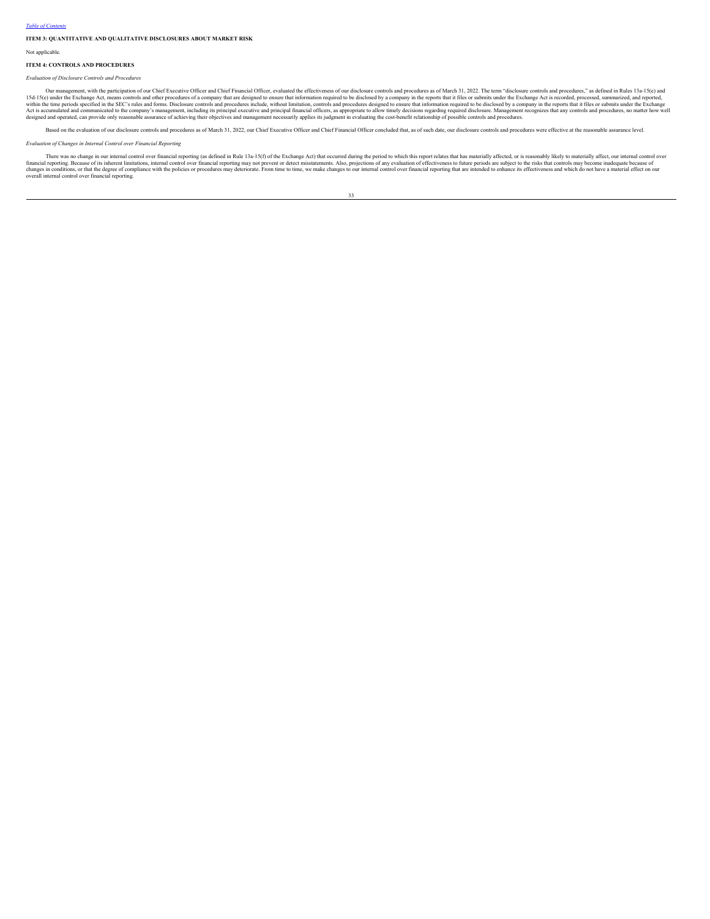[Table of Contents](#)

**ITEM 3: QUANTITATIVE AND QUALITATIVE DISCLOSURES ABOUT MARKET RISK**

Not applicable.

**ITEM 4: CONTROLS AND PROCEDURES**

*Evaluation of Disclosure Controls and Procedures*

Our management, with the participation of our Chief Executive Officer and Chief Financial Officer, evaluated the effectiveness of our disclosure controls and procedures as of March 31, 2022. The term "disclosure controls and procedures," as defined in Rules 13a-15(e) and 15d-15(e) under the Exchange Act, means controls and other procedures of a company that are designed to ensure that information required to be disclosed by a company in the reports that it files or submits under the Exchange Act is recorded, processed, summarized, and reported, within the time periods specified in the SEC's rules and forms. Disclosure controls and procedures include, without limitation, controls and procedures designed to ensure that information required to be disclosed by a company in the reports that it files or submits under the Exchange Act is accumulated and communicated to the company's management, including its principal executive and principal financial officers, as appropriate to allow timely decisions regarding required disclosure. Management recognizes that any controls and procedures, no matter how well designed and operated, can provide only reasonable assurance of achieving their objectives and management necessarily applies its judgment in evaluating the cost-benefit relationship of possible controls and procedures.

Based on the evaluation of our disclosure controls and procedures as of March 31, 2022, our Chief Executive Officer and Chief Financial Officer concluded that, as of such date, our disclosure controls and procedures were effective at the reasonable assurance level.

*Evaluation of Changes in Internal Control over Financial Reporting*

There was no change in our internal control over financial reporting (as defined in Rule 13a-15(f) of the Exchange Act) that occurred during the period to which this report relates that has materially affected, or is reasonably likely to materially affect, our internal control over financial reporting. Because of its inherent limitations, internal control over financial reporting may not prevent or detect misstatements. Also, projections of any evaluation of effectiveness to future periods are subject to the risks that controls may become inadequate because of changes in conditions, or that the degree of compliance with the policies or procedures may deteriorate. From time to time, we make changes to our internal control over financial reporting that are intended to enhance its effectiveness and which do not have a material effect on our overall internal control over financial reporting.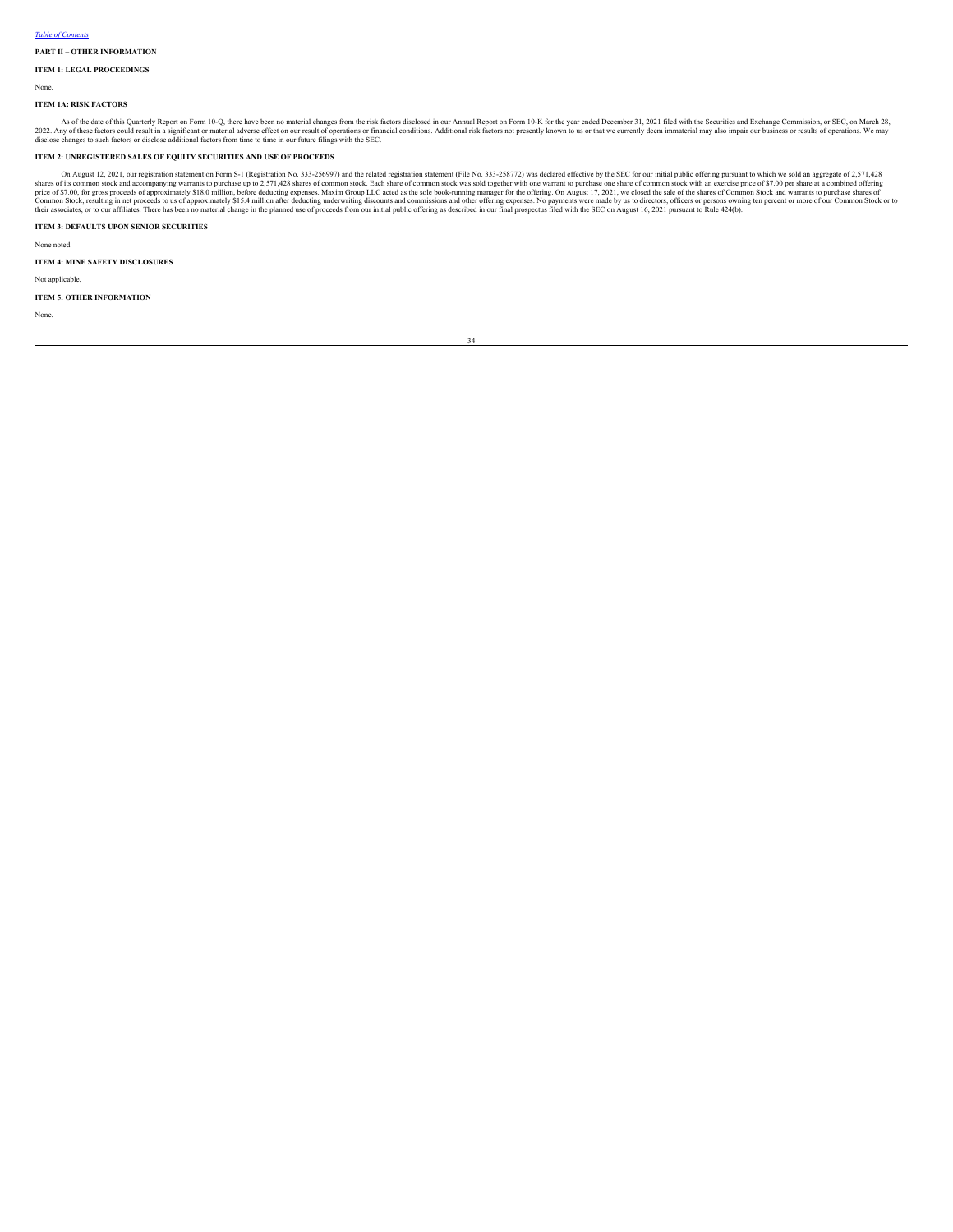## PART II – OTHER INFORMATION

### ITEM 1: LEGAL PROCEEDINGS

None.

### ITEM 1A: RISK FACTORS

As of the date of this Quarterly Report on Form 10-Q, there have been no material changes from the risk factors disclosed in our Annual Report on Form 10-K for the year ended December 31, 2021 filed with the Securities and Exchange Commission, or SEC, on March 28, 2022. Any of these factors could result in a significant or material adverse effect on our result of operations or financial conditions. Additional risk factors not presently known to us or that we currently deem immaterial may also impair our business or results of operations. We may disclose changes to such factors or disclose additional factors from time to time in our future filings with the SEC.

### ITEM 2: UNREGISTERED SALES OF EQUITY SECURITIES AND USE OF PROCEEDS

On August 12, 2021, our registration statement on Form S-1 (Registration No. 333-256997) and the related registration statement (File No. 333-258772) was declared effective by the SEC for our initial public offering pursuant to which we sold an aggregate of 2,571,428 shares of its common stock and accompanying warrants to purchase up to 2,571,428 shares of common stock. Each share of common stock was sold together with one warrant to purchase one share of common stock with an exercise price of $7.00 per share at a combined offering price of $7.00, for gross proceeds of approximately $18.0 million, before deducting expenses. Maxim Group LLC acted as the sole book-running manager for the offering. On August 17, 2021, we closed the sale of the shares of Common Stock and warrants to purchase shares of Common Stock, resulting in net proceeds to us of approximately $15.4 million after deducting underwriting discounts and commissions and other offering expenses. No payments were made by us to directors, officers or persons owning ten percent or more of our Common Stock or to their associates, or to our affiliates. There has been no material change in the planned use of proceeds from our initial public offering as described in our final prospectus filed with the SEC on August 16, 2021 pursuant to Rule 424(b).

### ITEM 3: DEFAULTS UPON SENIOR SECURITIES

None noted.

### ITEM 4: MINE SAFETY DISCLOSURES

Not applicable.

### ITEM 5: OTHER INFORMATION

None.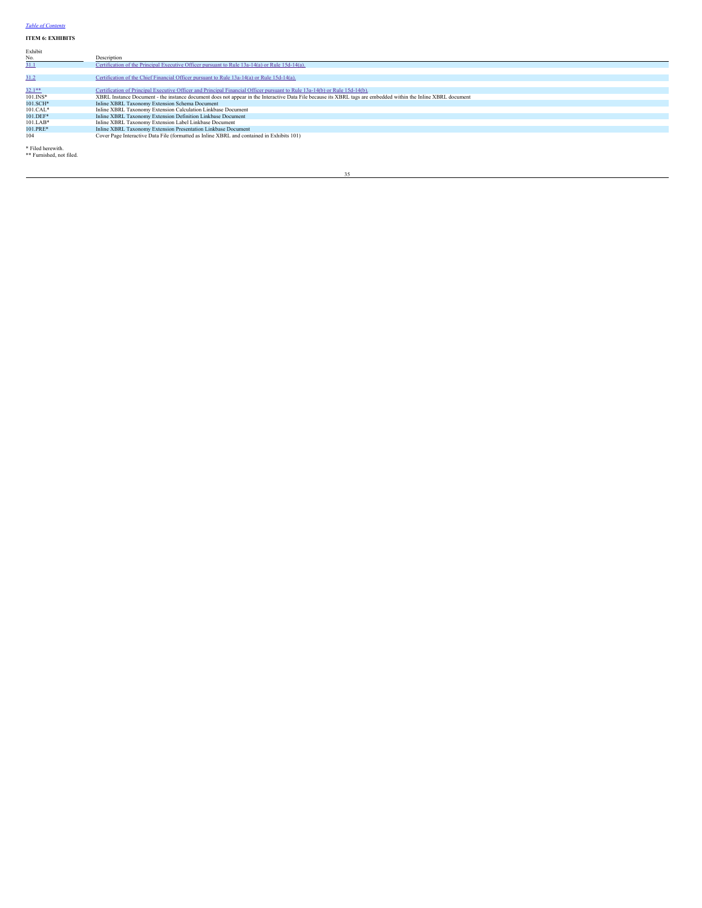[Table of Contents](#)

**ITEM 6: EXHIBITS**

| Exhibit No. | Description |
|---|---|
| 31.1 | Certification of the Principal Executive Officer pursuant to Rule 13a-14(a) or Rule 15d-14(a). |
| 31.2 | Certification of the Chief Financial Officer pursuant to Rule 13a-14(a) or Rule 15d-14(a). |
| 32.1** | Certification of Principal Executive Officer and Principal Financial Officer pursuant to Rule 13a-14(b) or Rule 15d-14(b). |
| 101.INS* | XBRL Instance Document - the instance document does not appear in the Interactive Data File because its XBRL tags are embedded within the Inline XBRL document |
| 101.SCH* | Inline XBRL Taxonomy Extension Schema Document |
| 101.CAL* | Inline XBRL Taxonomy Extension Calculation Linkbase Document |
| 101.DEF* | Inline XBRL Taxonomy Extension Definition Linkbase Document |
| 101.LAB* | Inline XBRL Taxonomy Extension Label Linkbase Document |
| 101.PRE* | Inline XBRL Taxonomy Extension Presentation Linkbase Document |
| 104 | Cover Page Interactive Data File (formatted as Inline XBRL and contained in Exhibits 101) |

* Filed herewith.
** Furnished, not filed.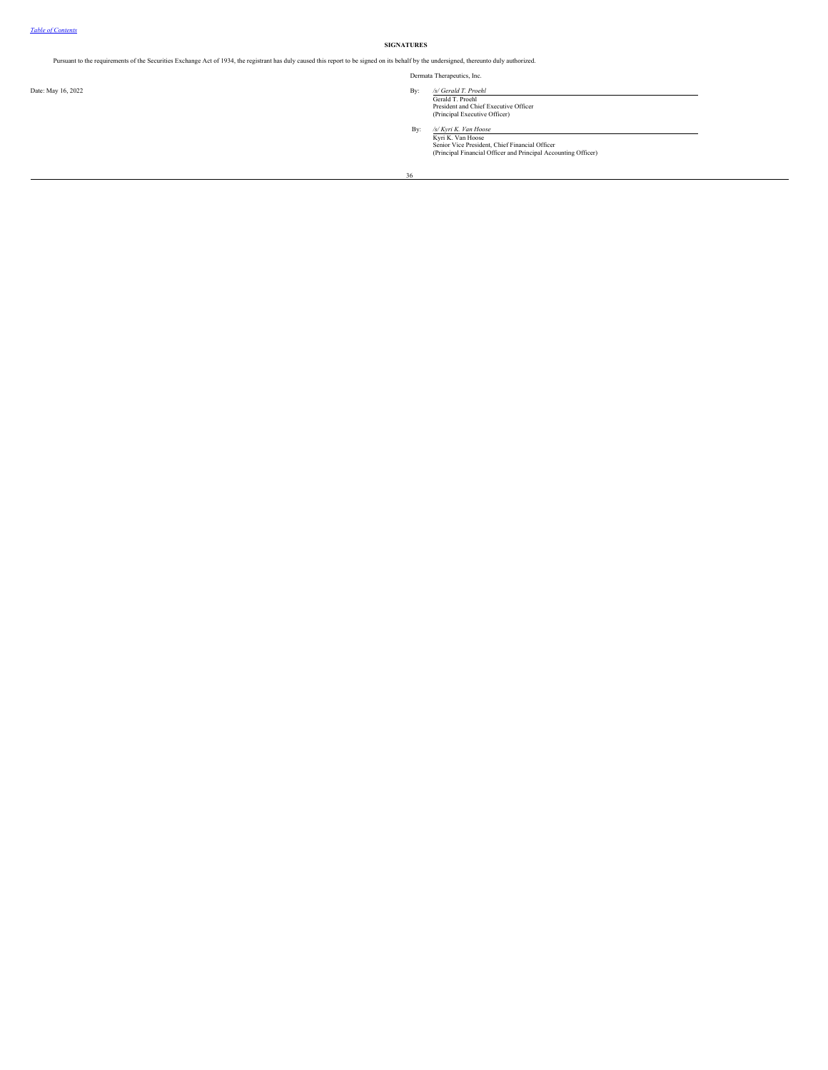## SIGNATURES

Pursuant to the requirements of the Securities Exchange Act of 1934, the registrant has duly caused this report to be signed on its behalf by the undersigned, thereunto duly authorized.

Dermata Therapeutics, Inc.

Date: May 16, 2022

By: */s/ Gerald T. Proehl*
Gerald T. Proehl
President and Chief Executive Officer
(Principal Executive Officer)

By: */s/ Kyri K. Van Hoose*
Kyri K. Van Hoose
Senior Vice President, Chief Financial Officer
(Principal Financial Officer and Principal Accounting Officer)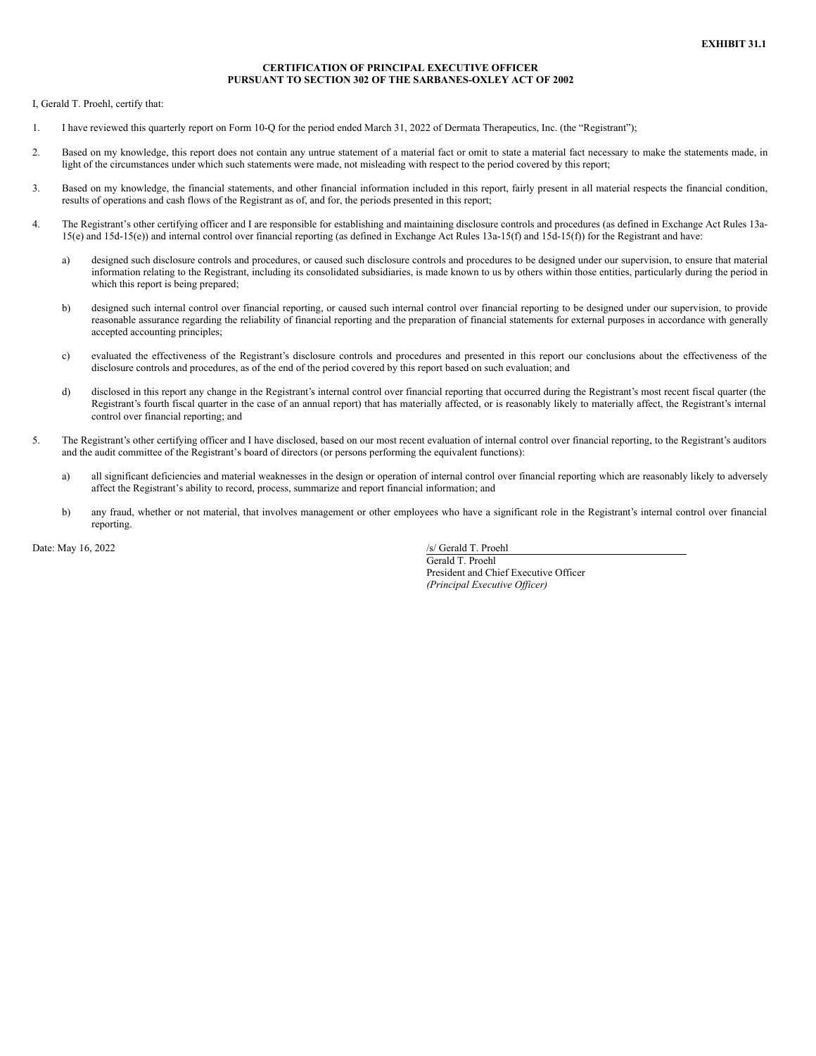**EXHIBIT 31.1**

**CERTIFICATION OF PRINCIPAL EXECUTIVE OFFICER PURSUANT TO SECTION 302 OF THE SARBANES-OXLEY ACT OF 2002**

I, Gerald T. Proehl, certify that:

1. I have reviewed this quarterly report on Form 10-Q for the period ended March 31, 2022 of Dermata Therapeutics, Inc. (the "Registrant");

2. Based on my knowledge, this report does not contain any untrue statement of a material fact or omit to state a material fact necessary to make the statements made, in light of the circumstances under which such statements were made, not misleading with respect to the period covered by this report;

3. Based on my knowledge, the financial statements, and other financial information included in this report, fairly present in all material respects the financial condition, results of operations and cash flows of the Registrant as of, and for, the periods presented in this report;

4. The Registrant's other certifying officer and I are responsible for establishing and maintaining disclosure controls and procedures (as defined in Exchange Act Rules 13a-15(e) and 15d-15(e)) and internal control over financial reporting (as defined in Exchange Act Rules 13a-15(f) and 15d-15(f)) for the Registrant and have:

   a) designed such disclosure controls and procedures, or caused such disclosure controls and procedures to be designed under our supervision, to ensure that material information relating to the Registrant, including its consolidated subsidiaries, is made known to us by others within those entities, particularly during the period in which this report is being prepared;

   b) designed such internal control over financial reporting, or caused such internal control over financial reporting to be designed under our supervision, to provide reasonable assurance regarding the reliability of financial reporting and the preparation of financial statements for external purposes in accordance with generally accepted accounting principles;

   c) evaluated the effectiveness of the Registrant's disclosure controls and procedures and presented in this report our conclusions about the effectiveness of the disclosure controls and procedures, as of the end of the period covered by this report based on such evaluation; and

   d) disclosed in this report any change in the Registrant's internal control over financial reporting that occurred during the Registrant's most recent fiscal quarter (the Registrant's fourth fiscal quarter in the case of an annual report) that has materially affected, or is reasonably likely to materially affect, the Registrant's internal control over financial reporting; and

5. The Registrant's other certifying officer and I have disclosed, based on our most recent evaluation of internal control over financial reporting, to the Registrant's auditors and the audit committee of the Registrant's board of directors (or persons performing the equivalent functions):

   a) all significant deficiencies and material weaknesses in the design or operation of internal control over financial reporting which are reasonably likely to adversely affect the Registrant's ability to record, process, summarize and report financial information; and

   b) any fraud, whether or not material, that involves management or other employees who have a significant role in the Registrant's internal control over financial reporting.

Date: May 16, 2022

/s/ Gerald T. Proehl
Gerald T. Proehl
President and Chief Executive Officer
*(Principal Executive Officer)*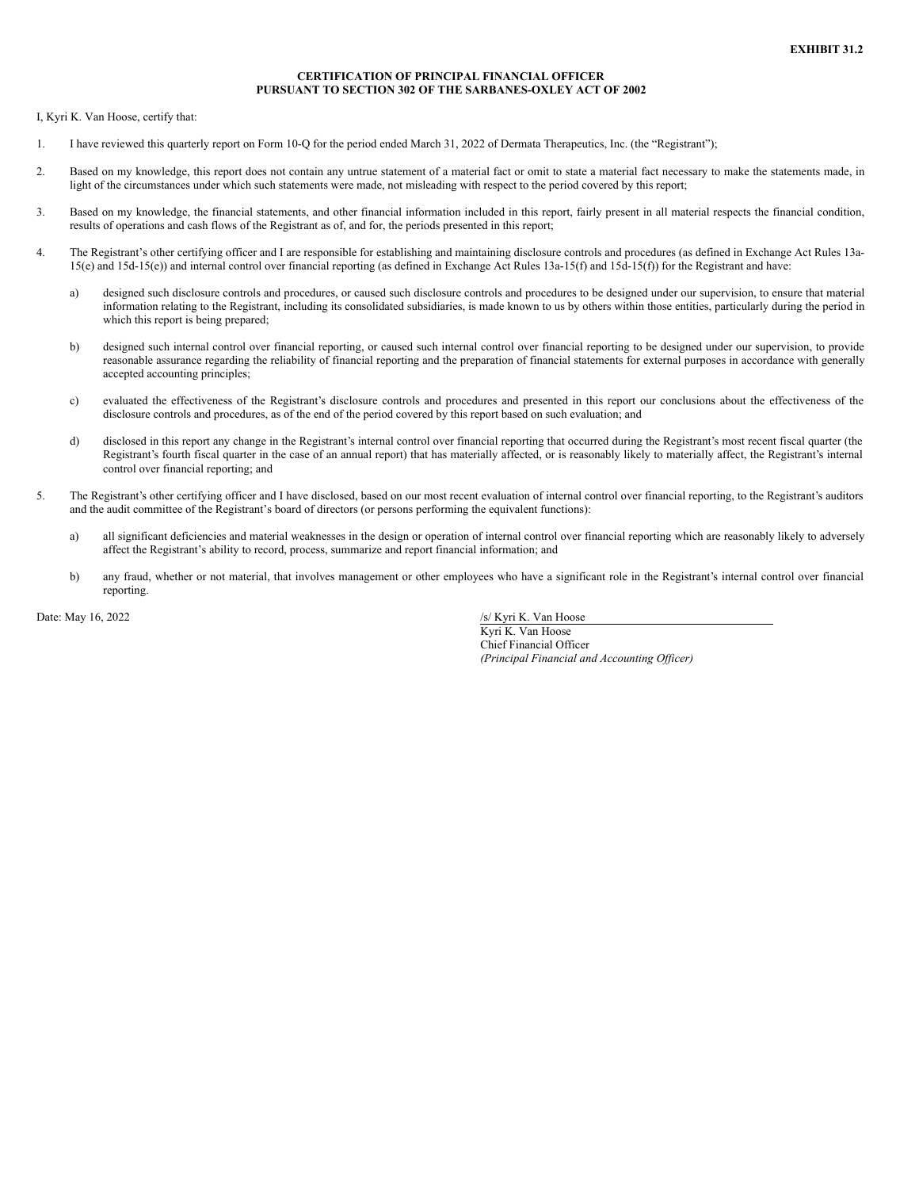**EXHIBIT 31.2**

**CERTIFICATION OF PRINCIPAL FINANCIAL OFFICER PURSUANT TO SECTION 302 OF THE SARBANES-OXLEY ACT OF 2002**

I, Kyri K. Van Hoose, certify that:

1. I have reviewed this quarterly report on Form 10-Q for the period ended March 31, 2022 of Dermata Therapeutics, Inc. (the "Registrant");

2. Based on my knowledge, this report does not contain any untrue statement of a material fact or omit to state a material fact necessary to make the statements made, in light of the circumstances under which such statements were made, not misleading with respect to the period covered by this report;

3. Based on my knowledge, the financial statements, and other financial information included in this report, fairly present in all material respects the financial condition, results of operations and cash flows of the Registrant as of, and for, the periods presented in this report;

4. The Registrant's other certifying officer and I are responsible for establishing and maintaining disclosure controls and procedures (as defined in Exchange Act Rules 13a-15(e) and 15d-15(e)) and internal control over financial reporting (as defined in Exchange Act Rules 13a-15(f) and 15d-15(f)) for the Registrant and have:

   a) designed such disclosure controls and procedures, or caused such disclosure controls and procedures to be designed under our supervision, to ensure that material information relating to the Registrant, including its consolidated subsidiaries, is made known to us by others within those entities, particularly during the period in which this report is being prepared;

   b) designed such internal control over financial reporting, or caused such internal control over financial reporting to be designed under our supervision, to provide reasonable assurance regarding the reliability of financial reporting and the preparation of financial statements for external purposes in accordance with generally accepted accounting principles;

   c) evaluated the effectiveness of the Registrant's disclosure controls and procedures and presented in this report our conclusions about the effectiveness of the disclosure controls and procedures, as of the end of the period covered by this report based on such evaluation; and

   d) disclosed in this report any change in the Registrant's internal control over financial reporting that occurred during the Registrant's most recent fiscal quarter (the Registrant's fourth fiscal quarter in the case of an annual report) that has materially affected, or is reasonably likely to materially affect, the Registrant's internal control over financial reporting; and

5. The Registrant's other certifying officer and I have disclosed, based on our most recent evaluation of internal control over financial reporting, to the Registrant's auditors and the audit committee of the Registrant's board of directors (or persons performing the equivalent functions):

   a) all significant deficiencies and material weaknesses in the design or operation of internal control over financial reporting which are reasonably likely to adversely affect the Registrant's ability to record, process, summarize and report financial information; and

   b) any fraud, whether or not material, that involves management or other employees who have a significant role in the Registrant's internal control over financial reporting.

Date: May 16, 2022

/s/ Kyri K. Van Hoose
Kyri K. Van Hoose
Chief Financial Officer
*(Principal Financial and Accounting Officer)*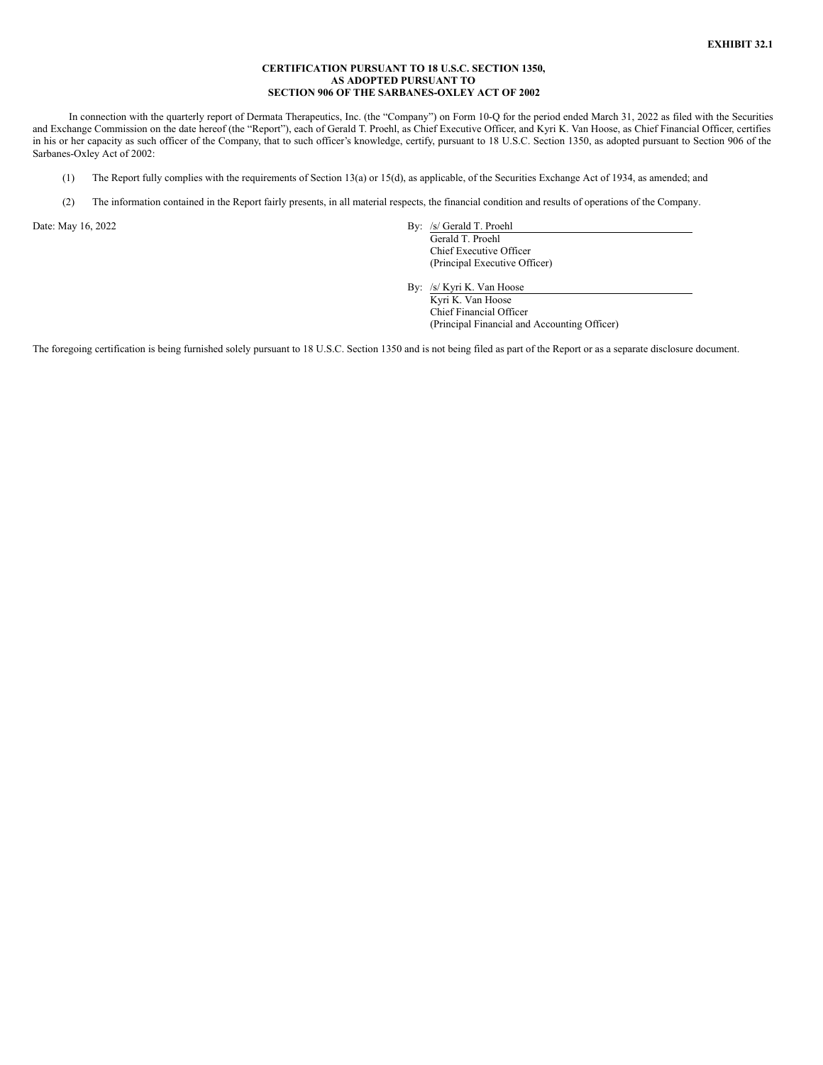**EXHIBIT 32.1**

**CERTIFICATION PURSUANT TO 18 U.S.C. SECTION 1350,**
**AS ADOPTED PURSUANT TO**
**SECTION 906 OF THE SARBANES-OXLEY ACT OF 2002**

In connection with the quarterly report of Dermata Therapeutics, Inc. (the "Company") on Form 10-Q for the period ended March 31, 2022 as filed with the Securities and Exchange Commission on the date hereof (the "Report"), each of Gerald T. Proehl, as Chief Executive Officer, and Kyri K. Van Hoose, as Chief Financial Officer, certifies in his or her capacity as such officer of the Company, that to such officer's knowledge, certify, pursuant to 18 U.S.C. Section 1350, as adopted pursuant to Section 906 of the Sarbanes-Oxley Act of 2002:

(1) The Report fully complies with the requirements of Section 13(a) or 15(d), as applicable, of the Securities Exchange Act of 1934, as amended; and

(2) The information contained in the Report fairly presents, in all material respects, the financial condition and results of operations of the Company.

Date: May 16, 2022

By: /s/ Gerald T. Proehl
Gerald T. Proehl
Chief Executive Officer
(Principal Executive Officer)

By: /s/ Kyri K. Van Hoose
Kyri K. Van Hoose
Chief Financial Officer
(Principal Financial and Accounting Officer)

The foregoing certification is being furnished solely pursuant to 18 U.S.C. Section 1350 and is not being filed as part of the Report or as a separate disclosure document.